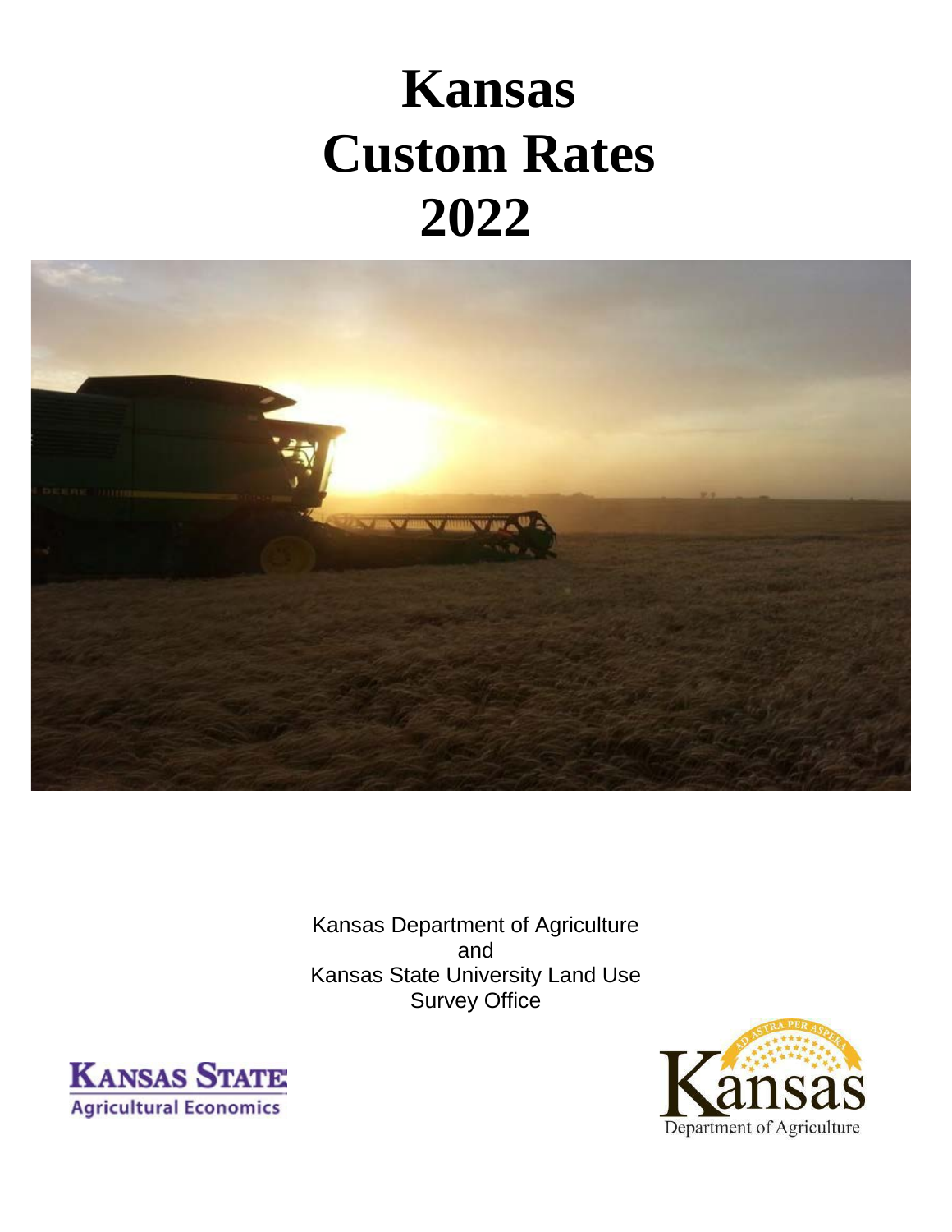# Kansas Custom Rates 2022

Kansas Department of Agriculture
and
Kansas State University Land Use Survey Office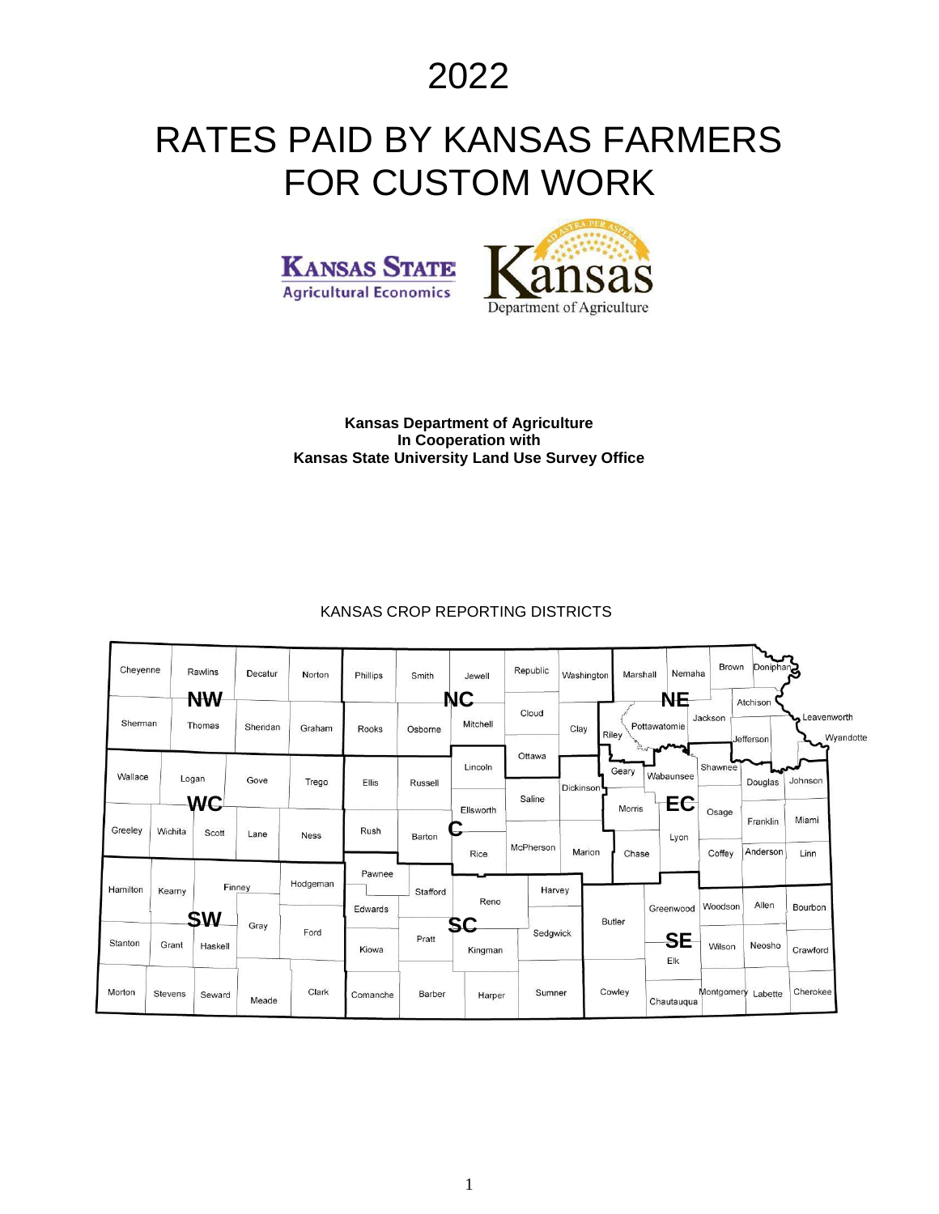# 2022

# RATES PAID BY KANSAS FARMERS FOR CUSTOM WORK

Kansas State Agricultural Economics

Kansas Department of Agriculture

**Kansas Department of Agriculture**
**In Cooperation with**
**Kansas State University Land Use Survey Office**

KANSAS CROP REPORTING DISTRICTS

NW: Cheyenne, Rawlins, Decatur, Norton, Sherman, Thomas, Sheridan, Graham

NC: Phillips, Smith, Jewell, Republic, Washington, Rooks, Osborne, Mitchell, Cloud, Clay, Ottawa

NE: Marshall, Nemaha, Brown, Doniphan, Riley, Pottawatomie, Jackson, Atchison, Jefferson, Leavenworth, Wyandotte

WC: Wallace, Logan, Gove, Trego, Greeley, Wichita, Scott, Lane, Ness

C: Ellis, Russell, Lincoln, Rush, Barton, Ellsworth, Saline, Dickinson, Rice, McPherson, Marion

EC: Geary, Wabaunsee, Shawnee, Douglas, Johnson, Morris, Osage, Franklin, Miami, Lyon, Chase, Coffey, Anderson, Linn

SW: Hamilton, Kearny, Finney, Hodgeman, Gray, Ford, Stanton, Grant, Haskell, Morton, Stevens, Seward, Meade, Clark

SC: Pawnee, Edwards, Stafford, Reno, Harvey, Kiowa, Pratt, Kingman, Sedgwick, Comanche, Barber, Harper, Sumner

SE: Butler, Greenwood, Woodson, Allen, Bourbon, Elk, Wilson, Neosho, Crawford, Cowley, Chautauqua, Montgomery, Labette, Cherokee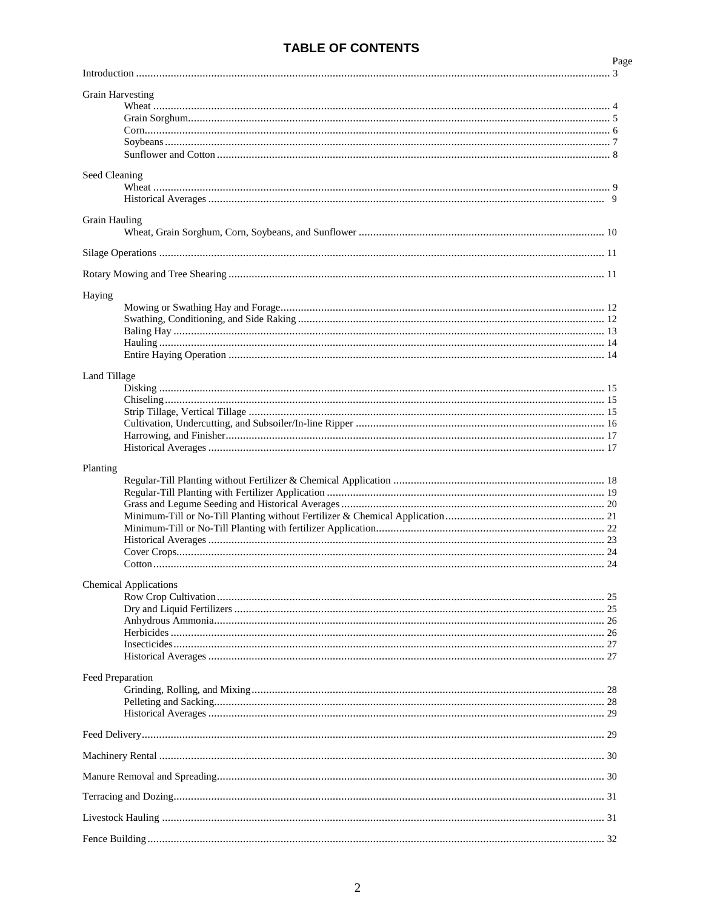# TABLE OF CONTENTS

| | Page |
|---|---|
| Introduction | 3 |
| **Grain Harvesting** | |
| Wheat | 4 |
| Grain Sorghum | 5 |
| Corn | 6 |
| Soybeans | 7 |
| Sunflower and Cotton | 8 |
| **Seed Cleaning** | |
| Wheat | 9 |
| Historical Averages | 9 |
| **Grain Hauling** | |
| Wheat, Grain Sorghum, Corn, Soybeans, and Sunflower | 10 |
| Silage Operations | 11 |
| Rotary Mowing and Tree Shearing | 11 |
| **Haying** | |
| Mowing or Swathing Hay and Forage | 12 |
| Swathing, Conditioning, and Side Raking | 12 |
| Baling Hay | 13 |
| Hauling | 14 |
| Entire Haying Operation | 14 |
| **Land Tillage** | |
| Disking | 15 |
| Chiseling | 15 |
| Strip Tillage, Vertical Tillage | 15 |
| Cultivation, Undercutting, and Subsoiler/In-line Ripper | 16 |
| Harrowing, and Finisher | 17 |
| Historical Averages | 17 |
| **Planting** | |
| Regular-Till Planting without Fertilizer & Chemical Application | 18 |
| Regular-Till Planting with Fertilizer Application | 19 |
| Grass and Legume Seeding and Historical Averages | 20 |
| Minimum-Till or No-Till Planting without Fertilizer & Chemical Application | 21 |
| Minimum-Till or No-Till Planting with fertilizer Application | 22 |
| Historical Averages | 23 |
| Cover Crops | 24 |
| Cotton | 24 |
| **Chemical Applications** | |
| Row Crop Cultivation | 25 |
| Dry and Liquid Fertilizers | 25 |
| Anhydrous Ammonia | 26 |
| Herbicides | 26 |
| Insecticides | 27 |
| Historical Averages | 27 |
| **Feed Preparation** | |
| Grinding, Rolling, and Mixing | 28 |
| Pelleting and Sacking | 28 |
| Historical Averages | 29 |
| Feed Delivery | 29 |
| Machinery Rental | 30 |
| Manure Removal and Spreading | 30 |
| Terracing and Dozing | 31 |
| Livestock Hauling | 31 |
| Fence Building | 32 |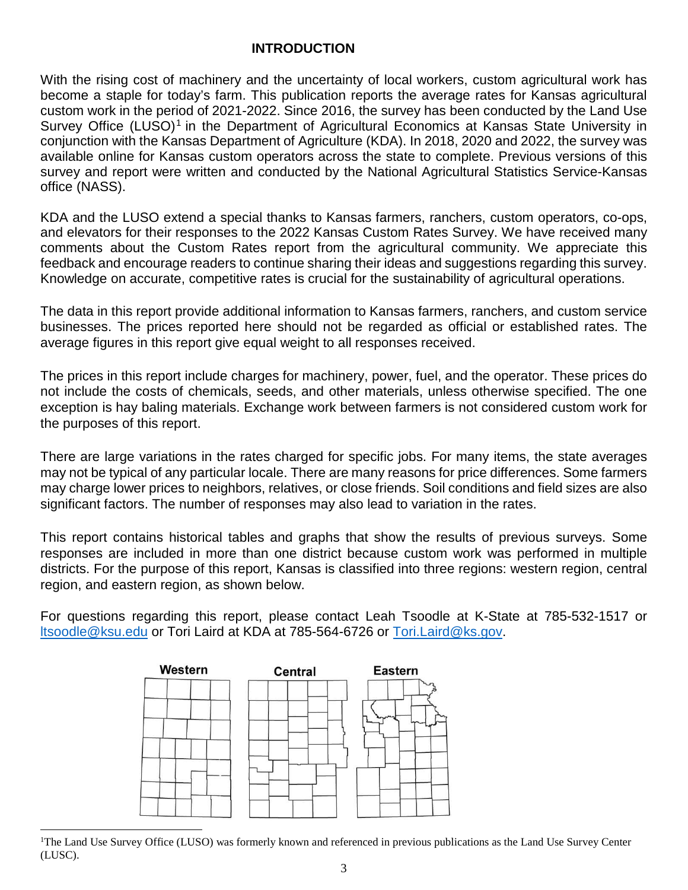## INTRODUCTION

With the rising cost of machinery and the uncertainty of local workers, custom agricultural work has become a staple for today's farm. This publication reports the average rates for Kansas agricultural custom work in the period of 2021-2022. Since 2016, the survey has been conducted by the Land Use Survey Office (LUSO)[1] in the Department of Agricultural Economics at Kansas State University in conjunction with the Kansas Department of Agriculture (KDA). In 2018, 2020 and 2022, the survey was available online for Kansas custom operators across the state to complete. Previous versions of this survey and report were written and conducted by the National Agricultural Statistics Service-Kansas office (NASS).

KDA and the LUSO extend a special thanks to Kansas farmers, ranchers, custom operators, co-ops, and elevators for their responses to the 2022 Kansas Custom Rates Survey. We have received many comments about the Custom Rates report from the agricultural community. We appreciate this feedback and encourage readers to continue sharing their ideas and suggestions regarding this survey. Knowledge on accurate, competitive rates is crucial for the sustainability of agricultural operations.

The data in this report provide additional information to Kansas farmers, ranchers, and custom service businesses. The prices reported here should not be regarded as official or established rates. The average figures in this report give equal weight to all responses received.

The prices in this report include charges for machinery, power, fuel, and the operator. These prices do not include the costs of chemicals, seeds, and other materials, unless otherwise specified. The one exception is hay baling materials. Exchange work between farmers is not considered custom work for the purposes of this report.

There are large variations in the rates charged for specific jobs. For many items, the state averages may not be typical of any particular locale. There are many reasons for price differences. Some farmers may charge lower prices to neighbors, relatives, or close friends. Soil conditions and field sizes are also significant factors. The number of responses may also lead to variation in the rates.

This report contains historical tables and graphs that show the results of previous surveys. Some responses are included in more than one district because custom work was performed in multiple districts. For the purpose of this report, Kansas is classified into three regions: western region, central region, and eastern region, as shown below.

For questions regarding this report, please contact Leah Tsoodle at K-State at 785-532-1517 or ltsoodle@ksu.edu or Tori Laird at KDA at 785-564-6726 or Tori.Laird@ks.gov.

Western Central Eastern

[1]The Land Use Survey Office (LUSO) was formerly known and referenced in previous publications as the Land Use Survey Center (LUSC).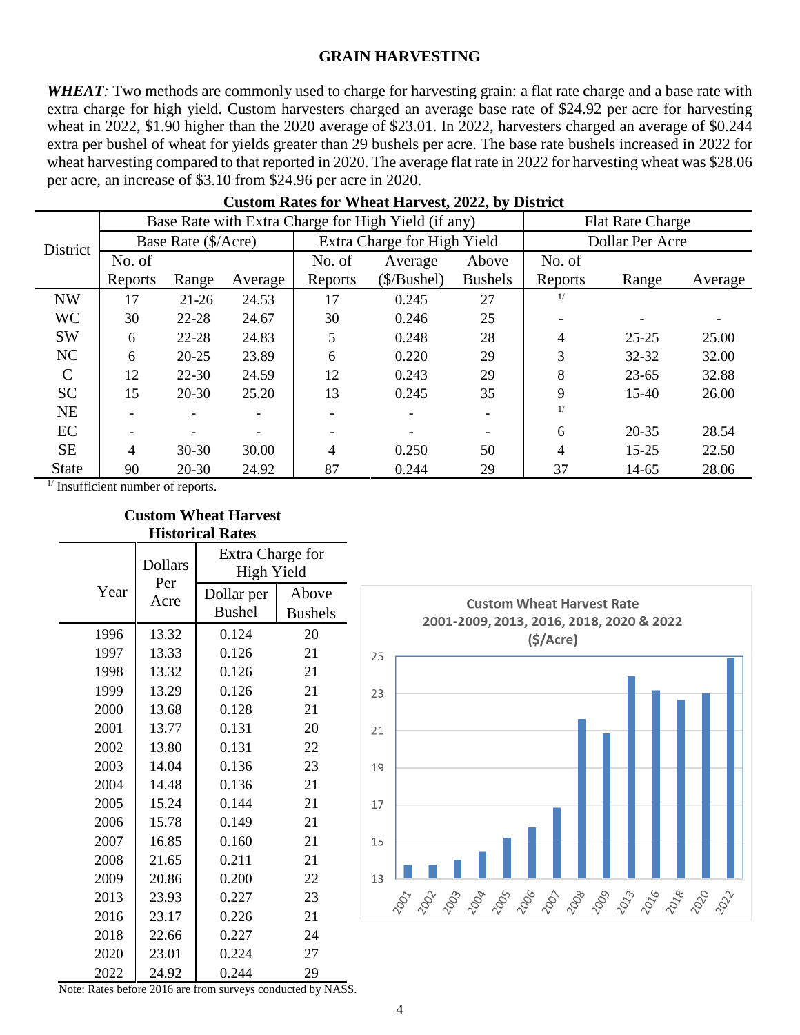## GRAIN HARVESTING

***WHEAT****:* Two methods are commonly used to charge for harvesting grain: a flat rate charge and a base rate with extra charge for high yield. Custom harvesters charged an average base rate of $24.92 per acre for harvesting wheat in 2022, $1.90 higher than the 2020 average of $23.01. In 2022, harvesters charged an average of $0.244 extra per bushel of wheat for yields greater than 29 bushels per acre. The base rate bushels increased in 2022 for wheat harvesting compared to that reported in 2020. The average flat rate in 2022 for harvesting wheat was $28.06 per acre, an increase of $3.10 from $24.96 per acre in 2020.

**Custom Rates for Wheat Harvest, 2022, by District**

| District | Base Rate with Extra Charge for High Yield (if any) | | | | | | Flat Rate Charge | | |
|---|---|---|---|---|---|---|---|---|---|
| | Base Rate ($/Acre) | | | Extra Charge for High Yield | | | Dollar Per Acre | | |
| | No. of Reports | Range | Average | No. of Reports | Average ($/Bushel) | Above Bushels | No. of Reports | Range | Average |
| NW | 17 | 21-26 | 24.53 | 17 | 0.245 | 27 | [1/] | | |
| WC | 30 | 22-28 | 24.67 | 30 | 0.246 | 25 | - | - | - |
| SW | 6 | 22-28 | 24.83 | 5 | 0.248 | 28 | 4 | 25-25 | 25.00 |
| NC | 6 | 20-25 | 23.89 | 6 | 0.220 | 29 | 3 | 32-32 | 32.00 |
| C | 12 | 22-30 | 24.59 | 12 | 0.243 | 29 | 8 | 23-65 | 32.88 |
| SC | 15 | 20-30 | 25.20 | 13 | 0.245 | 35 | 9 | 15-40 | 26.00 |
| NE | - | - | - | - | - | - | [1/] | | |
| EC | - | - | - | - | - | - | 6 | 20-35 | 28.54 |
| SE | 4 | 30-30 | 30.00 | 4 | 0.250 | 50 | 4 | 15-25 | 22.50 |
| State | 90 | 20-30 | 24.92 | 87 | 0.244 | 29 | 37 | 14-65 | 28.06 |

[1/] Insufficient number of reports.

**Custom Wheat Harvest Historical Rates**

| Year | Dollars Per Acre | Extra Charge for High Yield | |
|---|---|---|---|
| | | Dollar per Bushel | Above Bushels |
| 1996 | 13.32 | 0.124 | 20 |
| 1997 | 13.33 | 0.126 | 21 |
| 1998 | 13.32 | 0.126 | 21 |
| 1999 | 13.29 | 0.126 | 21 |
| 2000 | 13.68 | 0.128 | 21 |
| 2001 | 13.77 | 0.131 | 20 |
| 2002 | 13.80 | 0.131 | 22 |
| 2003 | 14.04 | 0.136 | 23 |
| 2004 | 14.48 | 0.136 | 21 |
| 2005 | 15.24 | 0.144 | 21 |
| 2006 | 15.78 | 0.149 | 21 |
| 2007 | 16.85 | 0.160 | 21 |
| 2008 | 21.65 | 0.211 | 21 |
| 2009 | 20.86 | 0.200 | 22 |
| 2013 | 23.93 | 0.227 | 23 |
| 2016 | 23.17 | 0.226 | 21 |
| 2018 | 22.66 | 0.227 | 24 |
| 2020 | 23.01 | 0.224 | 27 |
| 2022 | 24.92 | 0.244 | 29 |

Note: Rates before 2016 are from surveys conducted by NASS.

**Custom Wheat Harvest Rate 2001-2009, 2013, 2016, 2018, 2020 & 2022 ($/Acre)**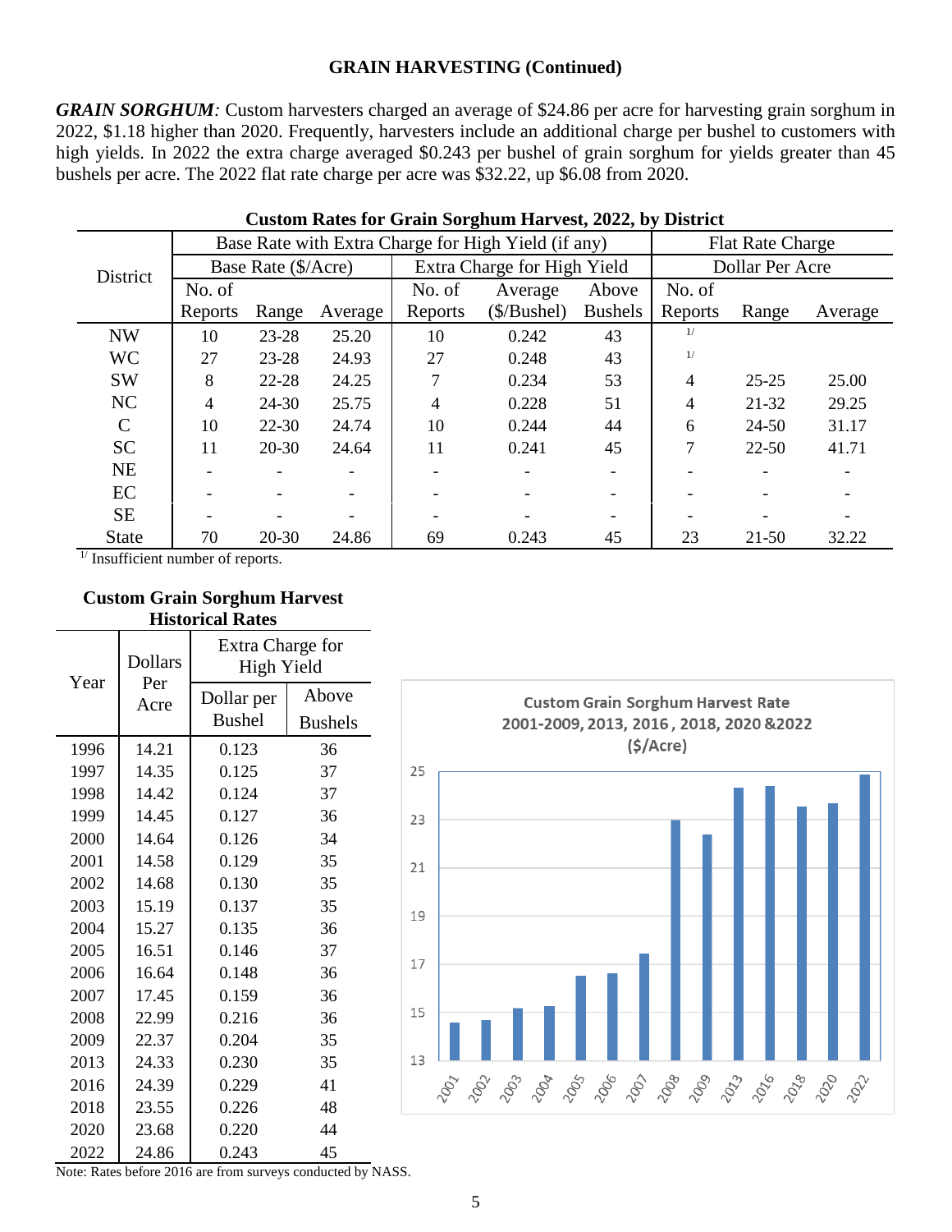## GRAIN HARVESTING (Continued)

***GRAIN SORGHUM:*** Custom harvesters charged an average of $24.86 per acre for harvesting grain sorghum in 2022, $1.18 higher than 2020. Frequently, harvesters include an additional charge per bushel to customers with high yields. In 2022 the extra charge averaged $0.243 per bushel of grain sorghum for yields greater than 45 bushels per acre. The 2022 flat rate charge per acre was $32.22, up $6.08 from 2020.

**Custom Rates for Grain Sorghum Harvest, 2022, by District**

| District | Base Rate with Extra Charge for High Yield (if any) | | | | | | Flat Rate Charge | | |
|---|---|---|---|---|---|---|---|---|---|
| | Base Rate ($/Acre) | | | Extra Charge for High Yield | | | Dollar Per Acre | | |
| | No. of Reports | Range | Average | No. of Reports | Average ($/Bushel) | Above Bushels | No. of Reports | Range | Average |
| NW | 10 | 23-28 | 25.20 | 10 | 0.242 | 43 | 1/ | | |
| WC | 27 | 23-28 | 24.93 | 27 | 0.248 | 43 | 1/ | | |
| SW | 8 | 22-28 | 24.25 | 7 | 0.234 | 53 | 4 | 25-25 | 25.00 |
| NC | 4 | 24-30 | 25.75 | 4 | 0.228 | 51 | 4 | 21-32 | 29.25 |
| C | 10 | 22-30 | 24.74 | 10 | 0.244 | 44 | 6 | 24-50 | 31.17 |
| SC | 11 | 20-30 | 24.64 | 11 | 0.241 | 45 | 7 | 22-50 | 41.71 |
| NE | - | - | - | - | - | - | - | - | - |
| EC | - | - | - | - | - | - | - | - | - |
| SE | - | - | - | - | - | - | - | - | - |
| State | 70 | 20-30 | 24.86 | 69 | 0.243 | 45 | 23 | 21-50 | 32.22 |

1/ Insufficient number of reports.

**Custom Grain Sorghum Harvest Historical Rates**

| Year | Dollars Per Acre | Extra Charge for High Yield | |
|---|---|---|---|
| | | Dollar per Bushel | Above Bushels |
| 1996 | 14.21 | 0.123 | 36 |
| 1997 | 14.35 | 0.125 | 37 |
| 1998 | 14.42 | 0.124 | 37 |
| 1999 | 14.45 | 0.127 | 36 |
| 2000 | 14.64 | 0.126 | 34 |
| 2001 | 14.58 | 0.129 | 35 |
| 2002 | 14.68 | 0.130 | 35 |
| 2003 | 15.19 | 0.137 | 35 |
| 2004 | 15.27 | 0.135 | 36 |
| 2005 | 16.51 | 0.146 | 37 |
| 2006 | 16.64 | 0.148 | 36 |
| 2007 | 17.45 | 0.159 | 36 |
| 2008 | 22.99 | 0.216 | 36 |
| 2009 | 22.37 | 0.204 | 35 |
| 2013 | 24.33 | 0.230 | 35 |
| 2016 | 24.39 | 0.229 | 41 |
| 2018 | 23.55 | 0.226 | 48 |
| 2020 | 23.68 | 0.220 | 44 |
| 2022 | 24.86 | 0.243 | 45 |

Note: Rates before 2016 are from surveys conducted by NASS.

**Custom Grain Sorghum Harvest Rate 2001-2009, 2013, 2016, 2018, 2020 &2022 ($/Acre)**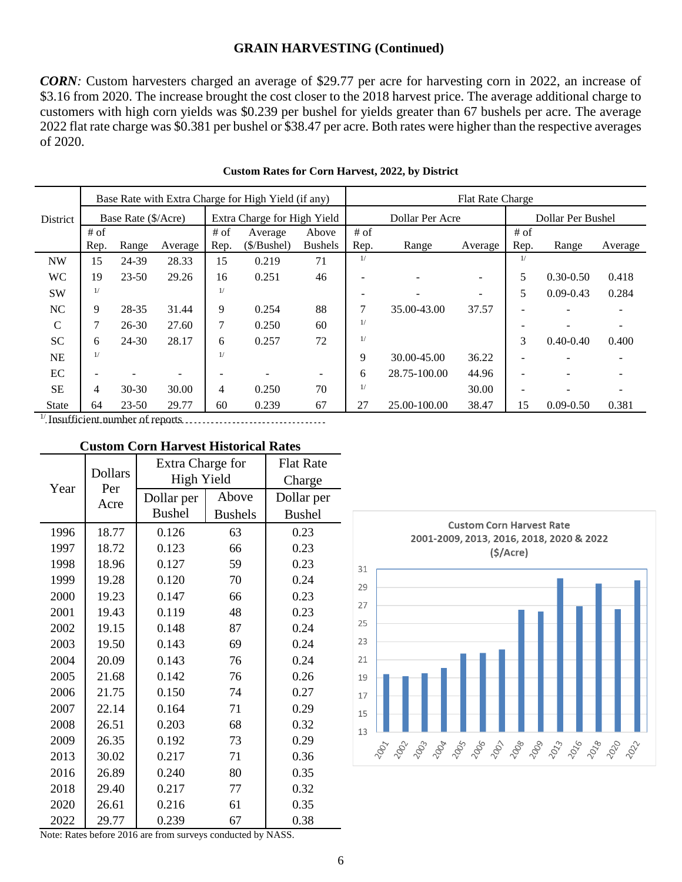## GRAIN HARVESTING (Continued)

***CORN:*** Custom harvesters charged an average of $29.77 per acre for harvesting corn in 2022, an increase of $3.16 from 2020. The increase brought the cost closer to the 2018 harvest price. The average additional charge to customers with high corn yields was $0.239 per bushel for yields greater than 67 bushels per acre. The average 2022 flat rate charge was $0.381 per bushel or $38.47 per acre. Both rates were higher than the respective averages of 2020.

**Custom Rates for Corn Harvest, 2022, by District**

| District | Base Rate with Extra Charge for High Yield (if any) | | | | | | Flat Rate Charge | | | | | |
|---|---|---|---|---|---|---|---|---|---|---|---|---|
| | Base Rate ($/Acre) | | | Extra Charge for High Yield | | | Dollar Per Acre | | | Dollar Per Bushel | | |
| | # of Rep. | Range | Average | # of Rep. | Average ($/Bushel) | Above Bushels | # of Rep. | Range | Average | # of Rep. | Range | Average |
| NW | 15 | 24-39 | 28.33 | 15 | 0.219 | 71 | 1/ | | | 1/ | | |
| WC | 19 | 23-50 | 29.26 | 16 | 0.251 | 46 | - | - | - | 5 | 0.30-0.50 | 0.418 |
| SW | 1/ | | | 1/ | | | - | - | - | 5 | 0.09-0.43 | 0.284 |
| NC | 9 | 28-35 | 31.44 | 9 | 0.254 | 88 | 7 | 35.00-43.00 | 37.57 | - | - | - |
| C | 7 | 26-30 | 27.60 | 7 | 0.250 | 60 | 1/ | | | - | - | - |
| SC | 6 | 24-30 | 28.17 | 6 | 0.257 | 72 | 1/ | | | 3 | 0.40-0.40 | 0.400 |
| NE | 1/ | | | 1/ | | | 9 | 30.00-45.00 | 36.22 | - | - | - |
| EC | - | - | - | - | - | - | 6 | 28.75-100.00 | 44.96 | - | - | - |
| SE | 4 | 30-30 | 30.00 | 4 | 0.250 | 70 | 1/ | | 30.00 | - | - | - |
| State | 64 | 23-50 | 29.77 | 60 | 0.239 | 67 | 27 | 25.00-100.00 | 38.47 | 15 | 0.09-0.50 | 0.381 |

1/ Insufficient number of reports

**Custom Corn Harvest Historical Rates**

| Year | Dollars Per Acre | Extra Charge for High Yield | | Flat Rate Charge |
|---|---|---|---|---|
| | | Dollar per Bushel | Above Bushels | Dollar per Bushel |
| 1996 | 18.77 | 0.126 | 63 | 0.23 |
| 1997 | 18.72 | 0.123 | 66 | 0.23 |
| 1998 | 18.96 | 0.127 | 59 | 0.23 |
| 1999 | 19.28 | 0.120 | 70 | 0.24 |
| 2000 | 19.23 | 0.147 | 66 | 0.23 |
| 2001 | 19.43 | 0.119 | 48 | 0.23 |
| 2002 | 19.15 | 0.148 | 87 | 0.24 |
| 2003 | 19.50 | 0.143 | 69 | 0.24 |
| 2004 | 20.09 | 0.143 | 76 | 0.24 |
| 2005 | 21.68 | 0.142 | 76 | 0.26 |
| 2006 | 21.75 | 0.150 | 74 | 0.27 |
| 2007 | 22.14 | 0.164 | 71 | 0.29 |
| 2008 | 26.51 | 0.203 | 68 | 0.32 |
| 2009 | 26.35 | 0.192 | 73 | 0.29 |
| 2013 | 30.02 | 0.217 | 71 | 0.36 |
| 2016 | 26.89 | 0.240 | 80 | 0.35 |
| 2018 | 29.40 | 0.217 | 77 | 0.32 |
| 2020 | 26.61 | 0.216 | 61 | 0.35 |
| 2022 | 29.77 | 0.239 | 67 | 0.38 |

Note: Rates before 2016 are from surveys conducted by NASS.

**Custom Corn Harvest Rate 2001-2009, 2013, 2016, 2018, 2020 & 2022 ($/Acre)**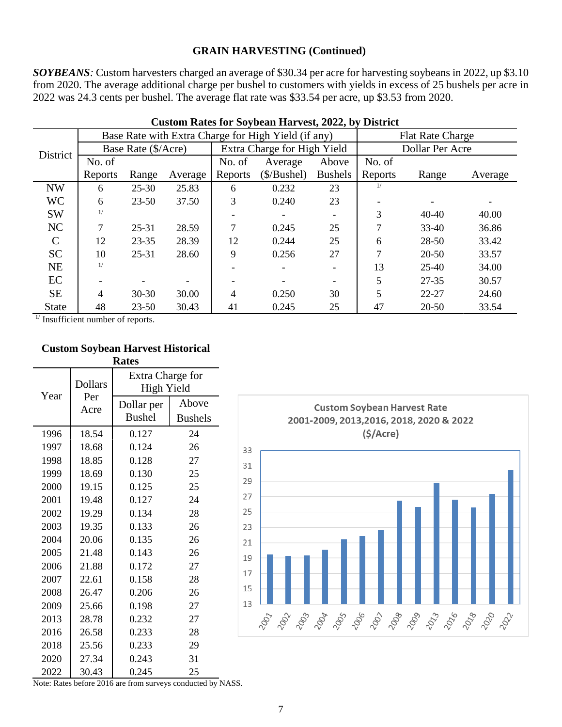## GRAIN HARVESTING (Continued)

***SOYBEANS**:* Custom harvesters charged an average of $30.34 per acre for harvesting soybeans in 2022, up $3.10 from 2020. The average additional charge per bushel to customers with yields in excess of 25 bushels per acre in 2022 was 24.3 cents per bushel. The average flat rate was $33.54 per acre, up $3.53 from 2020.

**Custom Rates for Soybean Harvest, 2022, by District**

| District | Base Rate with Extra Charge for High Yield (if any) | | | | | | Flat Rate Charge | | |
|---|---|---|---|---|---|---|---|---|---|
| | Base Rate ($/Acre) | | | Extra Charge for High Yield | | | Dollar Per Acre | | |
| | No. of Reports | Range | Average | No. of Reports | Average ($/Bushel) | Above Bushels | No. of Reports | Range | Average |
| NW | 6 | 25-30 | 25.83 | 6 | 0.232 | 23 | 1/ | | |
| WC | 6 | 23-50 | 37.50 | 3 | 0.240 | 23 | - | - | - |
| SW | 1/ | | | - | - | - | 3 | 40-40 | 40.00 |
| NC | 7 | 25-31 | 28.59 | 7 | 0.245 | 25 | 7 | 33-40 | 36.86 |
| C | 12 | 23-35 | 28.39 | 12 | 0.244 | 25 | 6 | 28-50 | 33.42 |
| SC | 10 | 25-31 | 28.60 | 9 | 0.256 | 27 | 7 | 20-50 | 33.57 |
| NE | 1/ | | | - | - | - | 13 | 25-40 | 34.00 |
| EC | - | - | - | - | - | - | 5 | 27-35 | 30.57 |
| SE | 4 | 30-30 | 30.00 | 4 | 0.250 | 30 | 5 | 22-27 | 24.60 |
| State | 48 | 23-50 | 30.43 | 41 | 0.245 | 25 | 47 | 20-50 | 33.54 |

1/ Insufficient number of reports.

**Custom Soybean Harvest Historical Rates**

| Year | Dollars Per Acre | Extra Charge for High Yield | |
|---|---|---|---|
| | | Dollar per Bushel | Above Bushels |
| 1996 | 18.54 | 0.127 | 24 |
| 1997 | 18.68 | 0.124 | 26 |
| 1998 | 18.85 | 0.128 | 27 |
| 1999 | 18.69 | 0.130 | 25 |
| 2000 | 19.15 | 0.125 | 25 |
| 2001 | 19.48 | 0.127 | 24 |
| 2002 | 19.29 | 0.134 | 28 |
| 2003 | 19.35 | 0.133 | 26 |
| 2004 | 20.06 | 0.135 | 26 |
| 2005 | 21.48 | 0.143 | 26 |
| 2006 | 21.88 | 0.172 | 27 |
| 2007 | 22.61 | 0.158 | 28 |
| 2008 | 26.47 | 0.206 | 26 |
| 2009 | 25.66 | 0.198 | 27 |
| 2013 | 28.78 | 0.232 | 27 |
| 2016 | 26.58 | 0.233 | 28 |
| 2018 | 25.56 | 0.233 | 29 |
| 2020 | 27.34 | 0.243 | 31 |
| 2022 | 30.43 | 0.245 | 25 |

Note: Rates before 2016 are from surveys conducted by NASS.

**Custom Soybean Harvest Rate 2001-2009, 2013,2016, 2018, 2020 & 2022 ($/Acre)**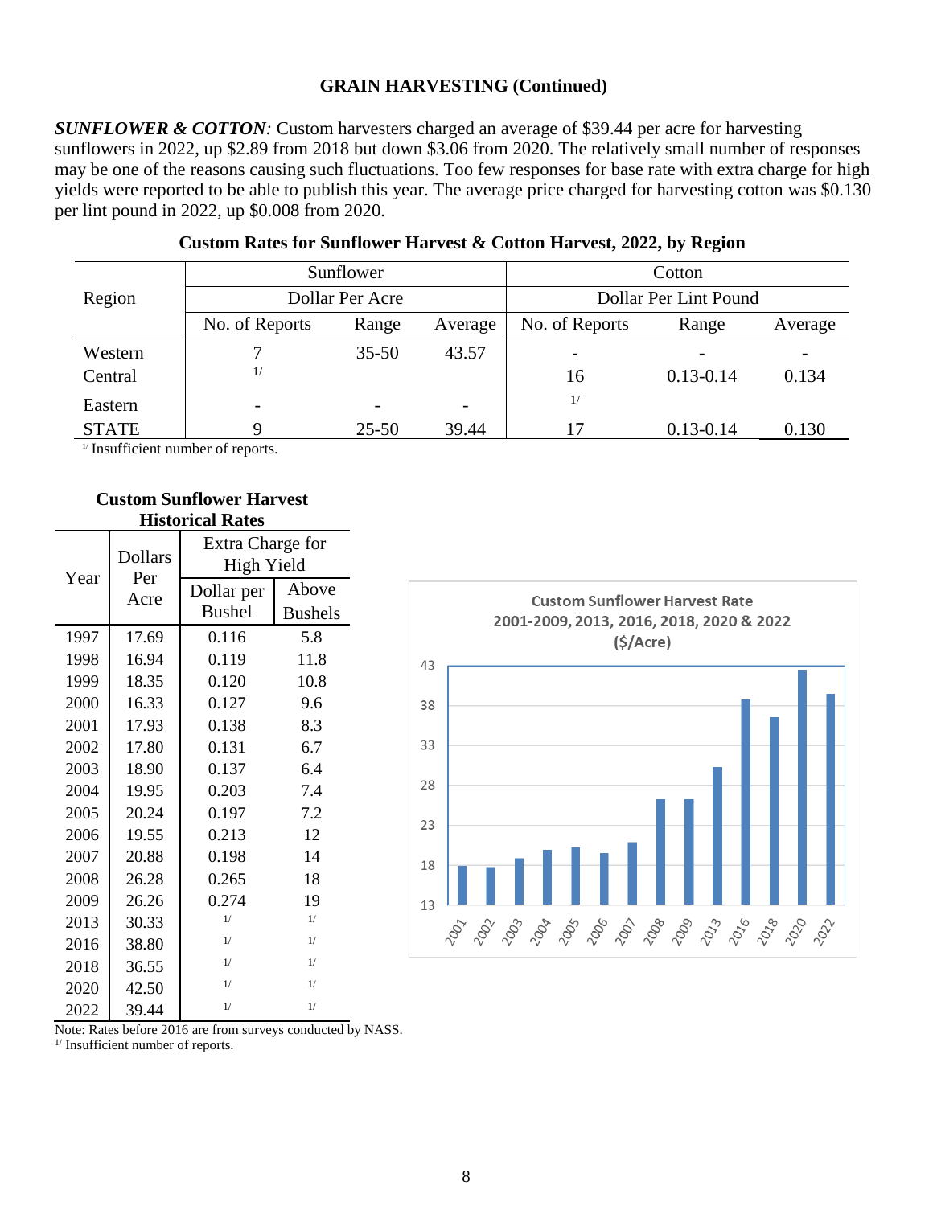## GRAIN HARVESTING (Continued)

***SUNFLOWER & COTTON:*** Custom harvesters charged an average of $39.44 per acre for harvesting sunflowers in 2022, up $2.89 from 2018 but down $3.06 from 2020. The relatively small number of responses may be one of the reasons causing such fluctuations. Too few responses for base rate with extra charge for high yields were reported to be able to publish this year. The average price charged for harvesting cotton was $0.130 per lint pound in 2022, up $0.008 from 2020.

**Custom Rates for Sunflower Harvest & Cotton Harvest, 2022, by Region**

| Region | Sunflower | | | Cotton | | |
|---|---|---|---|---|---|---|
| | Dollar Per Acre | | | Dollar Per Lint Pound | | |
| | No. of Reports | Range | Average | No. of Reports | Range | Average |
| Western | 7 | 35-50 | 43.57 | - | - | - |
| Central | 1/ | | | 16 | 0.13-0.14 | 0.134 |
| Eastern | - | - | - | 1/ | | |
| STATE | 9 | 25-50 | 39.44 | 17 | 0.13-0.14 | 0.130 |

1/ Insufficient number of reports.

**Custom Sunflower Harvest Historical Rates**

| Year | Dollars Per Acre | Extra Charge for High Yield | |
|---|---|---|---|
| | | Dollar per Bushel | Above Bushels |
| 1997 | 17.69 | 0.116 | 5.8 |
| 1998 | 16.94 | 0.119 | 11.8 |
| 1999 | 18.35 | 0.120 | 10.8 |
| 2000 | 16.33 | 0.127 | 9.6 |
| 2001 | 17.93 | 0.138 | 8.3 |
| 2002 | 17.80 | 0.131 | 6.7 |
| 2003 | 18.90 | 0.137 | 6.4 |
| 2004 | 19.95 | 0.203 | 7.4 |
| 2005 | 20.24 | 0.197 | 7.2 |
| 2006 | 19.55 | 0.213 | 12 |
| 2007 | 20.88 | 0.198 | 14 |
| 2008 | 26.28 | 0.265 | 18 |
| 2009 | 26.26 | 0.274 | 19 |
| 2013 | 30.33 | 1/ | 1/ |
| 2016 | 38.80 | 1/ | 1/ |
| 2018 | 36.55 | 1/ | 1/ |
| 2020 | 42.50 | 1/ | 1/ |
| 2022 | 39.44 | 1/ | 1/ |

Note: Rates before 2016 are from surveys conducted by NASS.
1/ Insufficient number of reports.

**Custom Sunflower Harvest Rate 2001-2009, 2013, 2016, 2018, 2020 & 2022 ($/Acre)**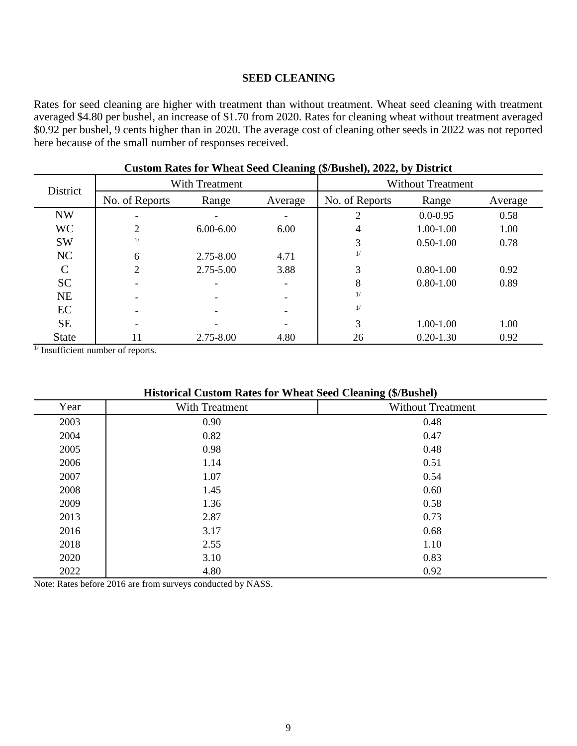## SEED CLEANING

Rates for seed cleaning are higher with treatment than without treatment. Wheat seed cleaning with treatment averaged $4.80 per bushel, an increase of $1.70 from 2020. Rates for cleaning wheat without treatment averaged $0.92 per bushel, 9 cents higher than in 2020. The average cost of cleaning other seeds in 2022 was not reported here because of the small number of responses received.

**Custom Rates for Wheat Seed Cleaning ($/Bushel), 2022, by District**

| District | With Treatment | | | Without Treatment | | |
|---|---|---|---|---|---|---|
| | No. of Reports | Range | Average | No. of Reports | Range | Average |
| NW | - | - | - | 2 | 0.0-0.95 | 0.58 |
| WC | 2 | 6.00-6.00 | 6.00 | 4 | 1.00-1.00 | 1.00 |
| SW | 1/ | | | 3 | 0.50-1.00 | 0.78 |
| NC | 6 | 2.75-8.00 | 4.71 | 1/ | | |
| C | 2 | 2.75-5.00 | 3.88 | 3 | 0.80-1.00 | 0.92 |
| SC | - | - | - | 8 | 0.80-1.00 | 0.89 |
| NE | - | - | - | 1/ | | |
| EC | - | - | - | 1/ | | |
| SE | - | - | - | 3 | 1.00-1.00 | 1.00 |
| State | 11 | 2.75-8.00 | 4.80 | 26 | 0.20-1.30 | 0.92 |

1/ Insufficient number of reports.

**Historical Custom Rates for Wheat Seed Cleaning ($/Bushel)**

| Year | With Treatment | Without Treatment |
|---|---|---|
| 2003 | 0.90 | 0.48 |
| 2004 | 0.82 | 0.47 |
| 2005 | 0.98 | 0.48 |
| 2006 | 1.14 | 0.51 |
| 2007 | 1.07 | 0.54 |
| 2008 | 1.45 | 0.60 |
| 2009 | 1.36 | 0.58 |
| 2013 | 2.87 | 0.73 |
| 2016 | 3.17 | 0.68 |
| 2018 | 2.55 | 1.10 |
| 2020 | 3.10 | 0.83 |
| 2022 | 4.80 | 0.92 |

Note: Rates before 2016 are from surveys conducted by NASS.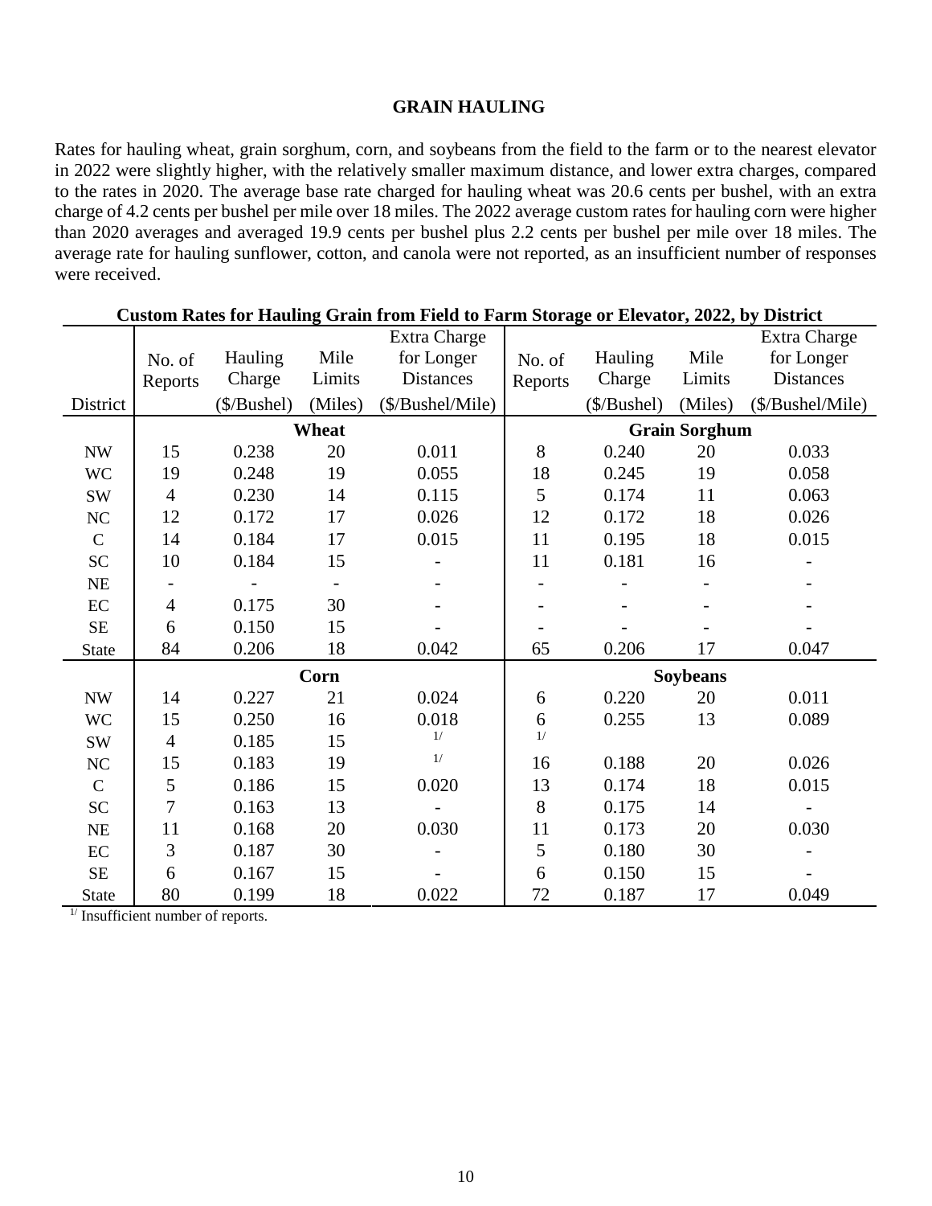# GRAIN HAULING

Rates for hauling wheat, grain sorghum, corn, and soybeans from the field to the farm or to the nearest elevator in 2022 were slightly higher, with the relatively smaller maximum distance, and lower extra charges, compared to the rates in 2020. The average base rate charged for hauling wheat was 20.6 cents per bushel, with an extra charge of 4.2 cents per bushel per mile over 18 miles. The 2022 average custom rates for hauling corn were higher than 2020 averages and averaged 19.9 cents per bushel plus 2.2 cents per bushel per mile over 18 miles. The average rate for hauling sunflower, cotton, and canola were not reported, as an insufficient number of responses were received.

**Custom Rates for Hauling Grain from Field to Farm Storage or Elevator, 2022, by District**

| District | No. of Reports | Hauling Charge ($/Bushel) | Mile Limits (Miles) | Extra Charge for Longer Distances ($/Bushel/Mile) | No. of Reports | Hauling Charge ($/Bushel) | Mile Limits (Miles) | Extra Charge for Longer Distances ($/Bushel/Mile) |
|---|---|---|---|---|---|---|---|---|
| | **Wheat** | | | | **Grain Sorghum** | | | |
| NW | 15 | 0.238 | 20 | 0.011 | 8 | 0.240 | 20 | 0.033 |
| WC | 19 | 0.248 | 19 | 0.055 | 18 | 0.245 | 19 | 0.058 |
| SW | 4 | 0.230 | 14 | 0.115 | 5 | 0.174 | 11 | 0.063 |
| NC | 12 | 0.172 | 17 | 0.026 | 12 | 0.172 | 18 | 0.026 |
| C | 14 | 0.184 | 17 | 0.015 | 11 | 0.195 | 18 | 0.015 |
| SC | 10 | 0.184 | 15 | - | 11 | 0.181 | 16 | - |
| NE | - | - | - | - | - | - | - | - |
| EC | 4 | 0.175 | 30 | - | - | - | - | - |
| SE | 6 | 0.150 | 15 | - | - | - | - | - |
| State | 84 | 0.206 | 18 | 0.042 | 65 | 0.206 | 17 | 0.047 |
| | **Corn** | | | | **Soybeans** | | | |
| NW | 14 | 0.227 | 21 | 0.024 | 6 | 0.220 | 20 | 0.011 |
| WC | 15 | 0.250 | 16 | 0.018 | 6 | 0.255 | 13 | 0.089 |
| SW | 4 | 0.185 | 15 | 1/ | 1/ | | | |
| NC | 15 | 0.183 | 19 | 1/ | 16 | 0.188 | 20 | 0.026 |
| C | 5 | 0.186 | 15 | 0.020 | 13 | 0.174 | 18 | 0.015 |
| SC | 7 | 0.163 | 13 | - | 8 | 0.175 | 14 | - |
| NE | 11 | 0.168 | 20 | 0.030 | 11 | 0.173 | 20 | 0.030 |
| EC | 3 | 0.187 | 30 | - | 5 | 0.180 | 30 | - |
| SE | 6 | 0.167 | 15 | - | 6 | 0.150 | 15 | - |
| State | 80 | 0.199 | 18 | 0.022 | 72 | 0.187 | 17 | 0.049 |

1/ Insufficient number of reports.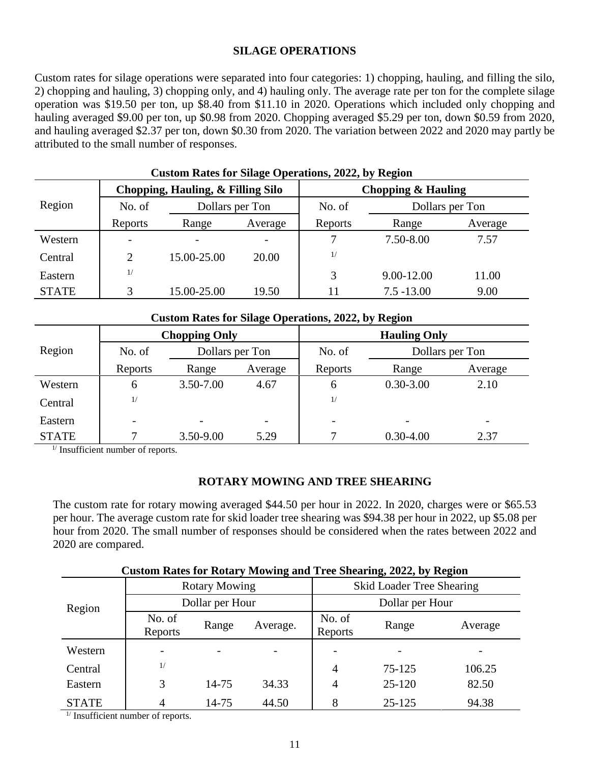## SILAGE OPERATIONS

Custom rates for silage operations were separated into four categories: 1) chopping, hauling, and filling the silo, 2) chopping and hauling, 3) chopping only, and 4) hauling only. The average rate per ton for the complete silage operation was $19.50 per ton, up $8.40 from $11.10 in 2020. Operations which included only chopping and hauling averaged $9.00 per ton, up $0.98 from 2020. Chopping averaged $5.29 per ton, down $0.59 from 2020, and hauling averaged $2.37 per ton, down $0.30 from 2020. The variation between 2022 and 2020 may partly be attributed to the small number of responses.

**Custom Rates for Silage Operations, 2022, by Region**

| Region | Chopping, Hauling, & Filling Silo | | | Chopping & Hauling | | |
|---|---|---|---|---|---|---|
| | No. of | Dollars per Ton | | No. of | Dollars per Ton | |
| | Reports | Range | Average | Reports | Range | Average |
| Western | - | - | - | 7 | 7.50-8.00 | 7.57 |
| Central | 2 | 15.00-25.00 | 20.00 | 1/ | | |
| Eastern | 1/ | | | 3 | 9.00-12.00 | 11.00 |
| STATE | 3 | 15.00-25.00 | 19.50 | 11 | 7.5 -13.00 | 9.00 |

**Custom Rates for Silage Operations, 2022, by Region**

| Region | Chopping Only | | | Hauling Only | | |
|---|---|---|---|---|---|---|
| | No. of | Dollars per Ton | | No. of | Dollars per Ton | |
| | Reports | Range | Average | Reports | Range | Average |
| Western | 6 | 3.50-7.00 | 4.67 | 6 | 0.30-3.00 | 2.10 |
| Central | 1/ | | | 1/ | | |
| Eastern | - | - | - | - | - | - |
| STATE | 7 | 3.50-9.00 | 5.29 | 7 | 0.30-4.00 | 2.37 |

1/ Insufficient number of reports.

## ROTARY MOWING AND TREE SHEARING

The custom rate for rotary mowing averaged $44.50 per hour in 2022. In 2020, charges were or $65.53 per hour. The average custom rate for skid loader tree shearing was $94.38 per hour in 2022, up $5.08 per hour from 2020. The small number of responses should be considered when the rates between 2022 and 2020 are compared.

**Custom Rates for Rotary Mowing and Tree Shearing, 2022, by Region**

| Region | Rotary Mowing | | | Skid Loader Tree Shearing | | |
|---|---|---|---|---|---|---|
| | Dollar per Hour | | | Dollar per Hour | | |
| | No. of Reports | Range | Average. | No. of Reports | Range | Average |
| Western | - | - | - | - | - | - |
| Central | 1/ | | | 4 | 75-125 | 106.25 |
| Eastern | 3 | 14-75 | 34.33 | 4 | 25-120 | 82.50 |
| STATE | 4 | 14-75 | 44.50 | 8 | 25-125 | 94.38 |

1/ Insufficient number of reports.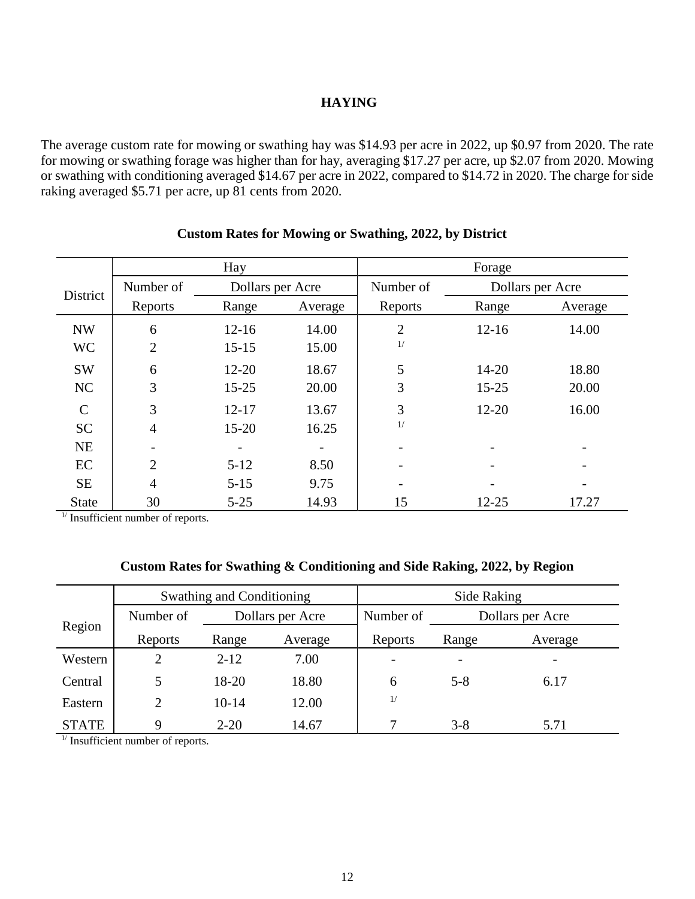## HAYING

The average custom rate for mowing or swathing hay was $14.93 per acre in 2022, up $0.97 from 2020. The rate for mowing or swathing forage was higher than for hay, averaging $17.27 per acre, up $2.07 from 2020. Mowing or swathing with conditioning averaged $14.67 per acre in 2022, compared to $14.72 in 2020. The charge for side raking averaged $5.71 per acre, up 81 cents from 2020.

### Custom Rates for Mowing or Swathing, 2022, by District

| District | Hay | | | Forage | | |
|---|---|---|---|---|---|---|
| | Number of | Dollars per Acre | | Number of | Dollars per Acre | |
| | Reports | Range | Average | Reports | Range | Average |
| NW | 6 | 12-16 | 14.00 | 2 | 12-16 | 14.00 |
| WC | 2 | 15-15 | 15.00 | [1/] | | |
| SW | 6 | 12-20 | 18.67 | 5 | 14-20 | 18.80 |
| NC | 3 | 15-25 | 20.00 | 3 | 15-25 | 20.00 |
| C | 3 | 12-17 | 13.67 | 3 | 12-20 | 16.00 |
| SC | 4 | 15-20 | 16.25 | [1/] | | |
| NE | - | - | - | - | - | - |
| EC | 2 | 5-12 | 8.50 | - | - | - |
| SE | 4 | 5-15 | 9.75 | - | - | - |
| State | 30 | 5-25 | 14.93 | 15 | 12-25 | 17.27 |

[1/] Insufficient number of reports.

### Custom Rates for Swathing & Conditioning and Side Raking, 2022, by Region

| Region | Swathing and Conditioning | | | Side Raking | | |
|---|---|---|---|---|---|---|
| | Number of | Dollars per Acre | | Number of | Dollars per Acre | |
| | Reports | Range | Average | Reports | Range | Average |
| Western | 2 | 2-12 | 7.00 | - | - | - |
| Central | 5 | 18-20 | 18.80 | 6 | 5-8 | 6.17 |
| Eastern | 2 | 10-14 | 12.00 | [1/] | | |
| STATE | 9 | 2-20 | 14.67 | 7 | 3-8 | 5.71 |

[1/] Insufficient number of reports.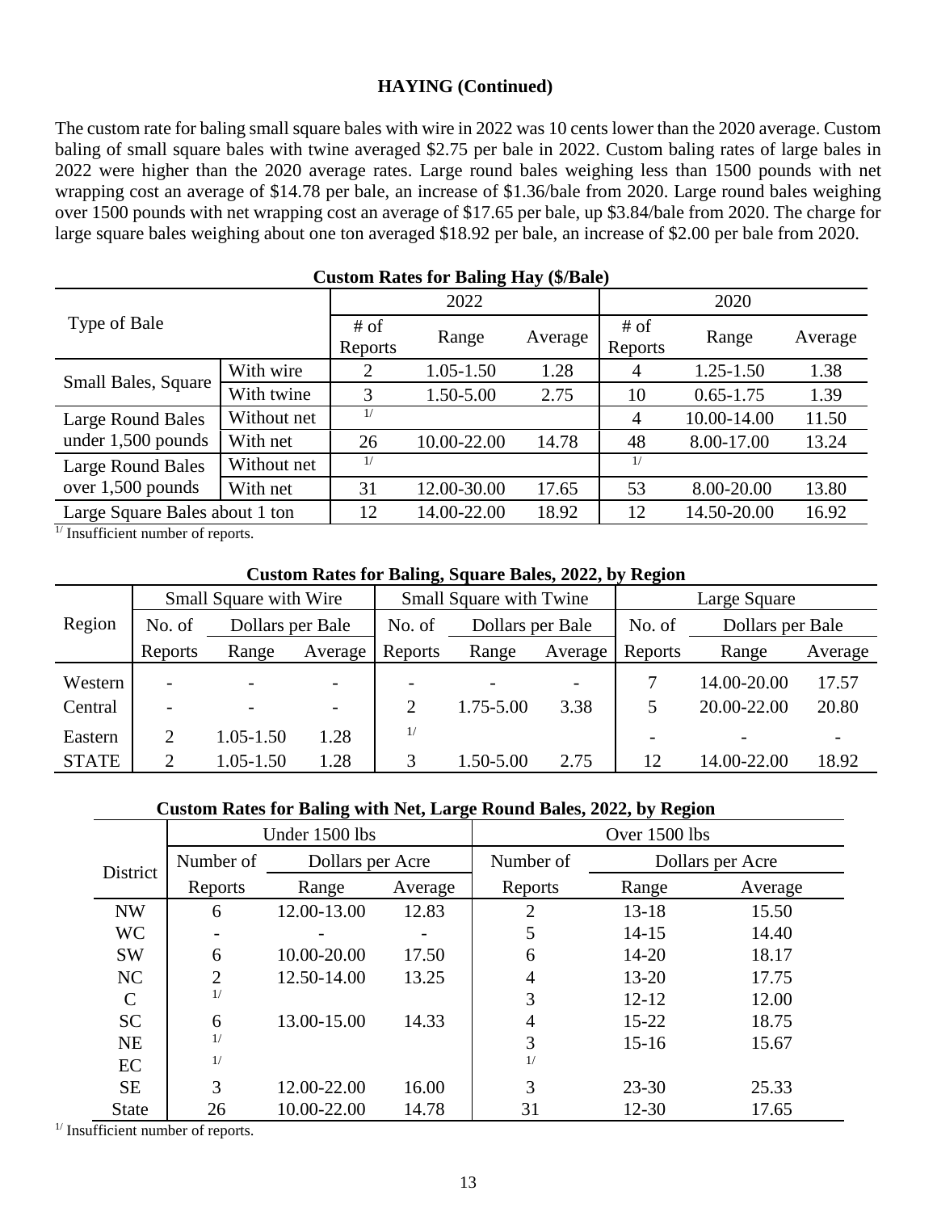## HAYING (Continued)

The custom rate for baling small square bales with wire in 2022 was 10 cents lower than the 2020 average. Custom baling of small square bales with twine averaged $2.75 per bale in 2022. Custom baling rates of large bales in 2022 were higher than the 2020 average rates. Large round bales weighing less than 1500 pounds with net wrapping cost an average of $14.78 per bale, an increase of $1.36/bale from 2020. Large round bales weighing over 1500 pounds with net wrapping cost an average of $17.65 per bale, up $3.84/bale from 2020. The charge for large square bales weighing about one ton averaged $18.92 per bale, an increase of $2.00 per bale from 2020.

**Custom Rates for Baling Hay ($/Bale)**

| Type of Bale | | 2022 | | | 2020 | | |
|---|---|---|---|---|---|---|---|
| | | # of Reports | Range | Average | # of Reports | Range | Average |
| Small Bales, Square | With wire | 2 | 1.05-1.50 | 1.28 | 4 | 1.25-1.50 | 1.38 |
| | With twine | 3 | 1.50-5.00 | 2.75 | 10 | 0.65-1.75 | 1.39 |
| Large Round Bales under 1,500 pounds | Without net | 1/ | | | 4 | 10.00-14.00 | 11.50 |
| | With net | 26 | 10.00-22.00 | 14.78 | 48 | 8.00-17.00 | 13.24 |
| Large Round Bales over 1,500 pounds | Without net | 1/ | | | 1/ | | |
| | With net | 31 | 12.00-30.00 | 17.65 | 53 | 8.00-20.00 | 13.80 |
| Large Square Bales about 1 ton | | 12 | 14.00-22.00 | 18.92 | 12 | 14.50-20.00 | 16.92 |

1/ Insufficient number of reports.

**Custom Rates for Baling, Square Bales, 2022, by Region**

| Region | Small Square with Wire | | | Small Square with Twine | | | Large Square | | |
|---|---|---|---|---|---|---|---|---|---|
| | No. of Reports | Dollars per Bale Range | Average | No. of Reports | Dollars per Bale Range | Average | No. of Reports | Dollars per Bale Range | Average |
| Western | - | - | - | - | - | - | 7 | 14.00-20.00 | 17.57 |
| Central | - | - | - | 2 | 1.75-5.00 | 3.38 | 5 | 20.00-22.00 | 20.80 |
| Eastern | 2 | 1.05-1.50 | 1.28 | 1/ | | | - | - | - |
| STATE | 2 | 1.05-1.50 | 1.28 | 3 | 1.50-5.00 | 2.75 | 12 | 14.00-22.00 | 18.92 |

**Custom Rates for Baling with Net, Large Round Bales, 2022, by Region**

| District | Under 1500 lbs | | | Over 1500 lbs | | |
|---|---|---|---|---|---|---|
| | Number of Reports | Dollars per Acre Range | Average | Number of Reports | Dollars per Acre Range | Average |
| NW | 6 | 12.00-13.00 | 12.83 | 2 | 13-18 | 15.50 |
| WC | - | - | - | 5 | 14-15 | 14.40 |
| SW | 6 | 10.00-20.00 | 17.50 | 6 | 14-20 | 18.17 |
| NC | 2 | 12.50-14.00 | 13.25 | 4 | 13-20 | 17.75 |
| C | 1/ | | | 3 | 12-12 | 12.00 |
| SC | 6 | 13.00-15.00 | 14.33 | 4 | 15-22 | 18.75 |
| NE | 1/ | | | 3 | 15-16 | 15.67 |
| EC | 1/ | | | 1/ | | |
| SE | 3 | 12.00-22.00 | 16.00 | 3 | 23-30 | 25.33 |
| State | 26 | 10.00-22.00 | 14.78 | 31 | 12-30 | 17.65 |

1/ Insufficient number of reports.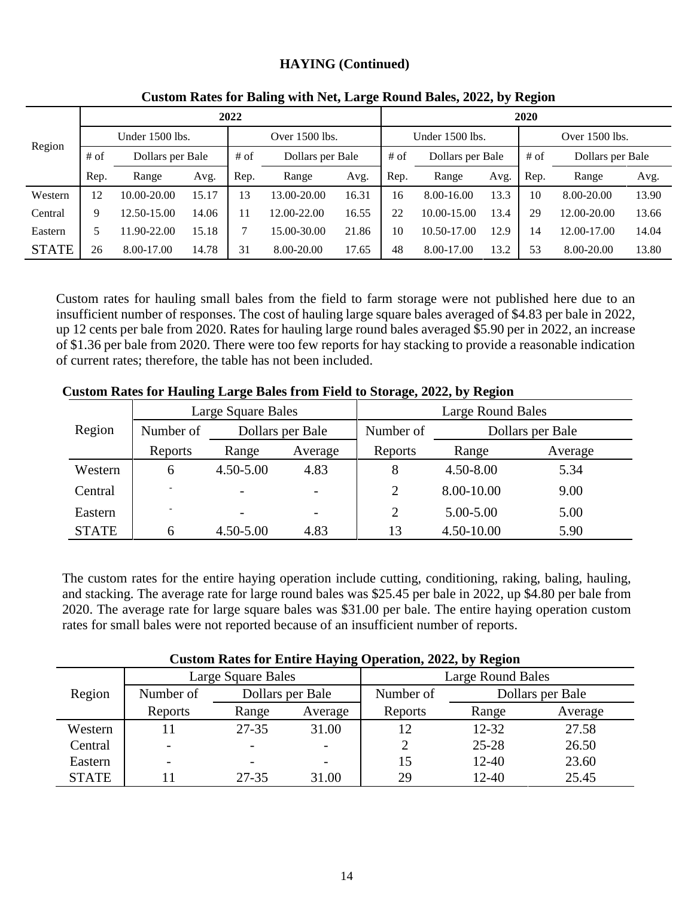## HAYING (Continued)

**Custom Rates for Baling with Net, Large Round Bales, 2022, by Region**

| Region | 2022 | | | | | | 2020 | | | | | |
|---|---|---|---|---|---|---|---|---|---|---|---|---|
| | Under 1500 lbs. | | | Over 1500 lbs. | | | Under 1500 lbs. | | | Over 1500 lbs. | | |
| | # of | Dollars per Bale | | # of | Dollars per Bale | | # of | Dollars per Bale | | # of | Dollars per Bale | |
| | Rep. | Range | Avg. | Rep. | Range | Avg. | Rep. | Range | Avg. | Rep. | Range | Avg. |
| Western | 12 | 10.00-20.00 | 15.17 | 13 | 13.00-20.00 | 16.31 | 16 | 8.00-16.00 | 13.3 | 10 | 8.00-20.00 | 13.90 |
| Central | 9 | 12.50-15.00 | 14.06 | 11 | 12.00-22.00 | 16.55 | 22 | 10.00-15.00 | 13.4 | 29 | 12.00-20.00 | 13.66 |
| Eastern | 5 | 11.90-22.00 | 15.18 | 7 | 15.00-30.00 | 21.86 | 10 | 10.50-17.00 | 12.9 | 14 | 12.00-17.00 | 14.04 |
| STATE | 26 | 8.00-17.00 | 14.78 | 31 | 8.00-20.00 | 17.65 | 48 | 8.00-17.00 | 13.2 | 53 | 8.00-20.00 | 13.80 |

Custom rates for hauling small bales from the field to farm storage were not published here due to an insufficient number of responses. The cost of hauling large square bales averaged of $4.83 per bale in 2022, up 12 cents per bale from 2020. Rates for hauling large round bales averaged $5.90 per in 2022, an increase of $1.36 per bale from 2020. There were too few reports for hay stacking to provide a reasonable indication of current rates; therefore, the table has not been included.

**Custom Rates for Hauling Large Bales from Field to Storage, 2022, by Region**

| Region | Large Square Bales | | | Large Round Bales | | |
|---|---|---|---|---|---|---|
| | Number of | Dollars per Bale | | Number of | Dollars per Bale | |
| | Reports | Range | Average | Reports | Range | Average |
| Western | 6 | 4.50-5.00 | 4.83 | 8 | 4.50-8.00 | 5.34 |
| Central | - | - | - | 2 | 8.00-10.00 | 9.00 |
| Eastern | - | - | - | 2 | 5.00-5.00 | 5.00 |
| STATE | 6 | 4.50-5.00 | 4.83 | 13 | 4.50-10.00 | 5.90 |

The custom rates for the entire haying operation include cutting, conditioning, raking, baling, hauling, and stacking. The average rate for large round bales was $25.45 per bale in 2022, up $4.80 per bale from 2020. The average rate for large square bales was $31.00 per bale. The entire haying operation custom rates for small bales were not reported because of an insufficient number of reports.

**Custom Rates for Entire Haying Operation, 2022, by Region**

| Region | Large Square Bales | | | Large Round Bales | | |
|---|---|---|---|---|---|---|
| | Number of | Dollars per Bale | | Number of | Dollars per Bale | |
| | Reports | Range | Average | Reports | Range | Average |
| Western | 11 | 27-35 | 31.00 | 12 | 12-32 | 27.58 |
| Central | - | - | - | 2 | 25-28 | 26.50 |
| Eastern | - | - | - | 15 | 12-40 | 23.60 |
| STATE | 11 | 27-35 | 31.00 | 29 | 12-40 | 25.45 |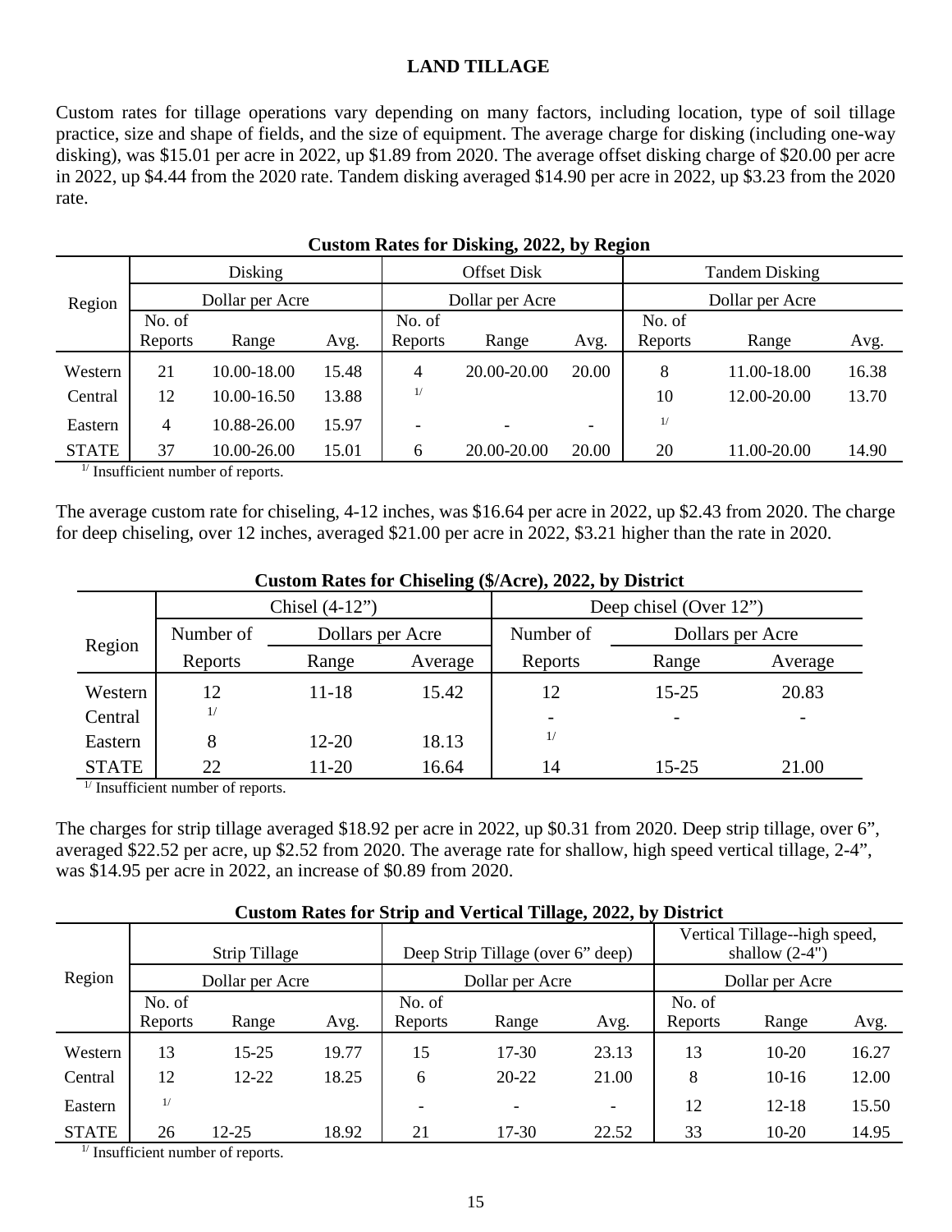## LAND TILLAGE

Custom rates for tillage operations vary depending on many factors, including location, type of soil tillage practice, size and shape of fields, and the size of equipment. The average charge for disking (including one-way disking), was $15.01 per acre in 2022, up $1.89 from 2020. The average offset disking charge of $20.00 per acre in 2022, up $4.44 from the 2020 rate. Tandem disking averaged $14.90 per acre in 2022, up $3.23 from the 2020 rate.

**Custom Rates for Disking, 2022, by Region**

| Region | Disking | | | Offset Disk | | | Tandem Disking | | |
|---|---|---|---|---|---|---|---|---|---|
| | Dollar per Acre | | | Dollar per Acre | | | Dollar per Acre | | |
| | No. of Reports | Range | Avg. | No. of Reports | Range | Avg. | No. of Reports | Range | Avg. |
| Western | 21 | 10.00-18.00 | 15.48 | 4 | 20.00-20.00 | 20.00 | 8 | 11.00-18.00 | 16.38 |
| Central | 12 | 10.00-16.50 | 13.88 | 1/ | | | 10 | 12.00-20.00 | 13.70 |
| Eastern | 4 | 10.88-26.00 | 15.97 | - | - | - | 1/ | | |
| STATE | 37 | 10.00-26.00 | 15.01 | 6 | 20.00-20.00 | 20.00 | 20 | 11.00-20.00 | 14.90 |

1/ Insufficient number of reports.

The average custom rate for chiseling, 4-12 inches, was $16.64 per acre in 2022, up $2.43 from 2020. The charge for deep chiseling, over 12 inches, averaged $21.00 per acre in 2022, $3.21 higher than the rate in 2020.

**Custom Rates for Chiseling ($/Acre), 2022, by District**

| Region | Chisel (4-12") | | | Deep chisel (Over 12") | | |
|---|---|---|---|---|---|---|
| | Number of | Dollars per Acre | | Number of | Dollars per Acre | |
| | Reports | Range | Average | Reports | Range | Average |
| Western | 12 | 11-18 | 15.42 | 12 | 15-25 | 20.83 |
| Central | 1/ | | | - | - | - |
| Eastern | 8 | 12-20 | 18.13 | 1/ | | |
| STATE | 22 | 11-20 | 16.64 | 14 | 15-25 | 21.00 |

1/ Insufficient number of reports.

The charges for strip tillage averaged $18.92 per acre in 2022, up $0.31 from 2020. Deep strip tillage, over 6", averaged $22.52 per acre, up $2.52 from 2020. The average rate for shallow, high speed vertical tillage, 2-4", was $14.95 per acre in 2022, an increase of $0.89 from 2020.

**Custom Rates for Strip and Vertical Tillage, 2022, by District**

| Region | Strip Tillage | | | Deep Strip Tillage (over 6" deep) | | | Vertical Tillage--high speed, shallow (2-4") | | |
|---|---|---|---|---|---|---|---|---|---|
| | Dollar per Acre | | | Dollar per Acre | | | Dollar per Acre | | |
| | No. of Reports | Range | Avg. | No. of Reports | Range | Avg. | No. of Reports | Range | Avg. |
| Western | 13 | 15-25 | 19.77 | 15 | 17-30 | 23.13 | 13 | 10-20 | 16.27 |
| Central | 12 | 12-22 | 18.25 | 6 | 20-22 | 21.00 | 8 | 10-16 | 12.00 |
| Eastern | 1/ | | | - | - | - | 12 | 12-18 | 15.50 |
| STATE | 26 | 12-25 | 18.92 | 21 | 17-30 | 22.52 | 33 | 10-20 | 14.95 |

1/ Insufficient number of reports.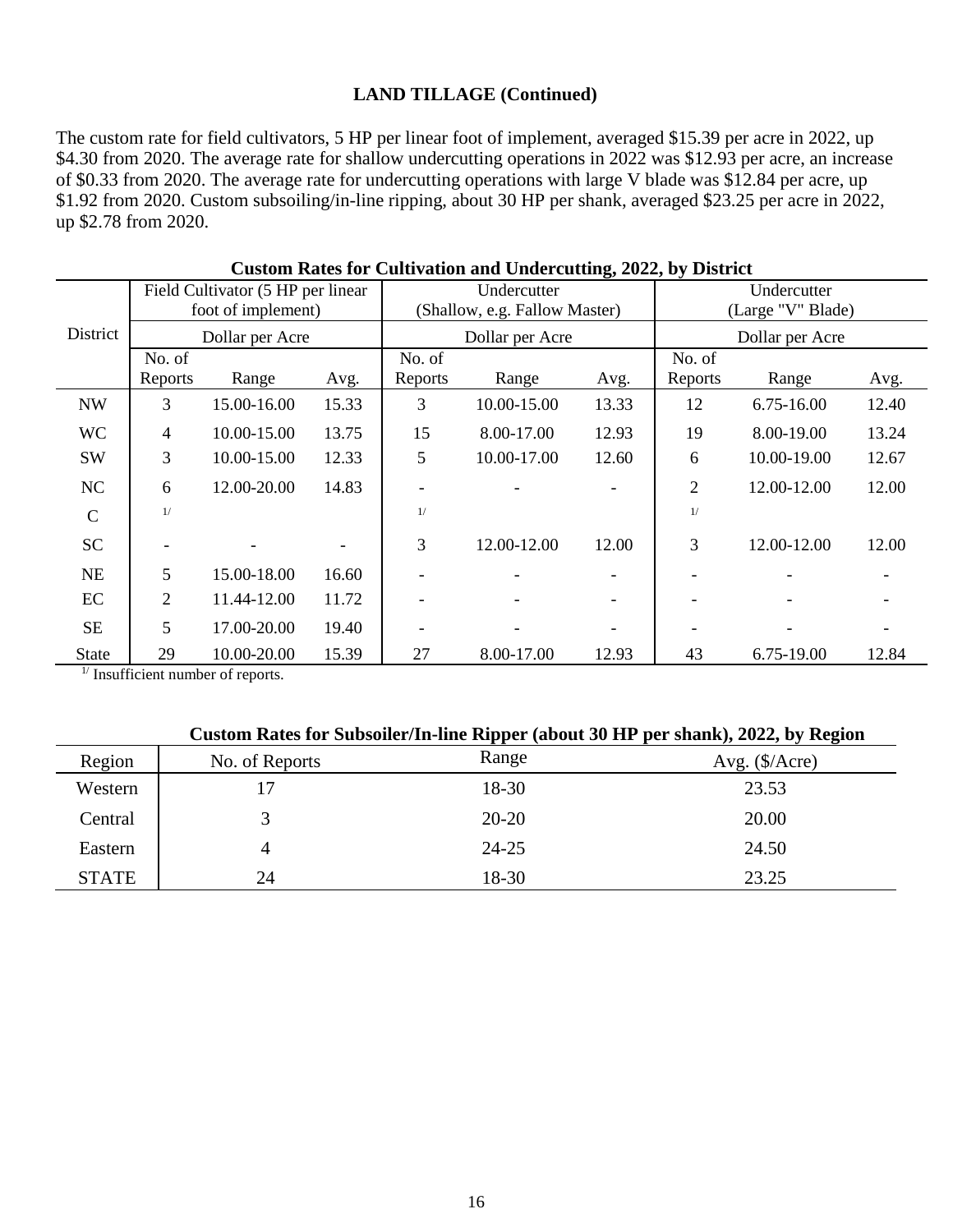## LAND TILLAGE (Continued)

The custom rate for field cultivators, 5 HP per linear foot of implement, averaged $15.39 per acre in 2022, up $4.30 from 2020. The average rate for shallow undercutting operations in 2022 was $12.93 per acre, an increase of $0.33 from 2020. The average rate for undercutting operations with large V blade was $12.84 per acre, up $1.92 from 2020. Custom subsoiling/in-line ripping, about 30 HP per shank, averaged $23.25 per acre in 2022, up $2.78 from 2020.

**Custom Rates for Cultivation and Undercutting, 2022, by District**

| District | Field Cultivator (5 HP per linear foot of implement) | | | Undercutter (Shallow, e.g. Fallow Master) | | | Undercutter (Large "V" Blade) | | |
|---|---|---|---|---|---|---|---|---|---|
| | Dollar per Acre | | | Dollar per Acre | | | Dollar per Acre | | |
| | No. of Reports | Range | Avg. | No. of Reports | Range | Avg. | No. of Reports | Range | Avg. |
| NW | 3 | 15.00-16.00 | 15.33 | 3 | 10.00-15.00 | 13.33 | 12 | 6.75-16.00 | 12.40 |
| WC | 4 | 10.00-15.00 | 13.75 | 15 | 8.00-17.00 | 12.93 | 19 | 8.00-19.00 | 13.24 |
| SW | 3 | 10.00-15.00 | 12.33 | 5 | 10.00-17.00 | 12.60 | 6 | 10.00-19.00 | 12.67 |
| NC | 6 | 12.00-20.00 | 14.83 | - | - | - | 2 | 12.00-12.00 | 12.00 |
| C | [1/] | | | [1/] | | | [1/] | | |
| SC | - | - | - | 3 | 12.00-12.00 | 12.00 | 3 | 12.00-12.00 | 12.00 |
| NE | 5 | 15.00-18.00 | 16.60 | - | - | - | - | - | - |
| EC | 2 | 11.44-12.00 | 11.72 | - | - | - | - | - | - |
| SE | 5 | 17.00-20.00 | 19.40 | - | - | - | - | - | - |
| State | 29 | 10.00-20.00 | 15.39 | 27 | 8.00-17.00 | 12.93 | 43 | 6.75-19.00 | 12.84 |

[1/] Insufficient number of reports.

**Custom Rates for Subsoiler/In-line Ripper (about 30 HP per shank), 2022, by Region**

| Region | No. of Reports | Range | Avg. ($/Acre) |
|---|---|---|---|
| Western | 17 | 18-30 | 23.53 |
| Central | 3 | 20-20 | 20.00 |
| Eastern | 4 | 24-25 | 24.50 |
| STATE | 24 | 18-30 | 23.25 |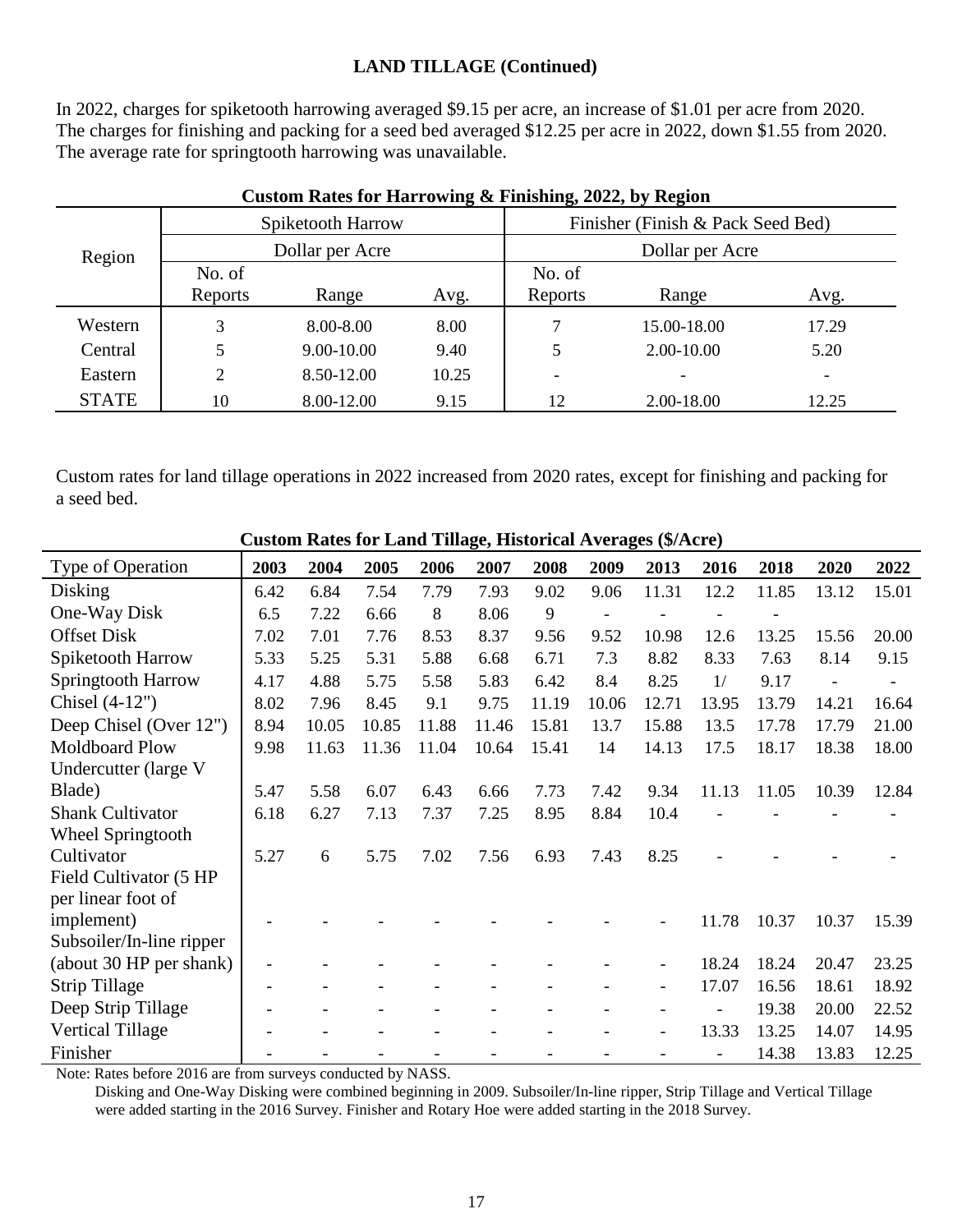## LAND TILLAGE (Continued)

In 2022, charges for spiketooth harrowing averaged $9.15 per acre, an increase of $1.01 per acre from 2020. The charges for finishing and packing for a seed bed averaged $12.25 per acre in 2022, down $1.55 from 2020. The average rate for springtooth harrowing was unavailable.

**Custom Rates for Harrowing & Finishing, 2022, by Region**

| Region | Spiketooth Harrow | | | Finisher (Finish & Pack Seed Bed) | | |
|---|---|---|---|---|---|---|
| | Dollar per Acre | | | Dollar per Acre | | |
| | No. of Reports | Range | Avg. | No. of Reports | Range | Avg. |
| Western | 3 | 8.00-8.00 | 8.00 | 7 | 15.00-18.00 | 17.29 |
| Central | 5 | 9.00-10.00 | 9.40 | 5 | 2.00-10.00 | 5.20 |
| Eastern | 2 | 8.50-12.00 | 10.25 | - | - | - |
| STATE | 10 | 8.00-12.00 | 9.15 | 12 | 2.00-18.00 | 12.25 |

Custom rates for land tillage operations in 2022 increased from 2020 rates, except for finishing and packing for a seed bed.

**Custom Rates for Land Tillage, Historical Averages ($/Acre)**

| Type of Operation | 2003 | 2004 | 2005 | 2006 | 2007 | 2008 | 2009 | 2013 | 2016 | 2018 | 2020 | 2022 |
|---|---|---|---|---|---|---|---|---|---|---|---|---|
| Disking | 6.42 | 6.84 | 7.54 | 7.79 | 7.93 | 9.02 | 9.06 | 11.31 | 12.2 | 11.85 | 13.12 | 15.01 |
| One-Way Disk | 6.5 | 7.22 | 6.66 | 8 | 8.06 | 9 | - | - | - | - | | |
| Offset Disk | 7.02 | 7.01 | 7.76 | 8.53 | 8.37 | 9.56 | 9.52 | 10.98 | 12.6 | 13.25 | 15.56 | 20.00 |
| Spiketooth Harrow | 5.33 | 5.25 | 5.31 | 5.88 | 6.68 | 6.71 | 7.3 | 8.82 | 8.33 | 7.63 | 8.14 | 9.15 |
| Springtooth Harrow | 4.17 | 4.88 | 5.75 | 5.58 | 5.83 | 6.42 | 8.4 | 8.25 | 1/ | 9.17 | - | - |
| Chisel (4-12") | 8.02 | 7.96 | 8.45 | 9.1 | 9.75 | 11.19 | 10.06 | 12.71 | 13.95 | 13.79 | 14.21 | 16.64 |
| Deep Chisel (Over 12") | 8.94 | 10.05 | 10.85 | 11.88 | 11.46 | 15.81 | 13.7 | 15.88 | 13.5 | 17.78 | 17.79 | 21.00 |
| Moldboard Plow | 9.98 | 11.63 | 11.36 | 11.04 | 10.64 | 15.41 | 14 | 14.13 | 17.5 | 18.17 | 18.38 | 18.00 |
| Undercutter (large V Blade) | 5.47 | 5.58 | 6.07 | 6.43 | 6.66 | 7.73 | 7.42 | 9.34 | 11.13 | 11.05 | 10.39 | 12.84 |
| Shank Cultivator | 6.18 | 6.27 | 7.13 | 7.37 | 7.25 | 8.95 | 8.84 | 10.4 | - | - | - | - |
| Wheel Springtooth Cultivator | 5.27 | 6 | 5.75 | 7.02 | 7.56 | 6.93 | 7.43 | 8.25 | - | - | - | - |
| Field Cultivator (5 HP per linear foot of implement) | - | - | - | - | - | - | - | - | 11.78 | 10.37 | 10.37 | 15.39 |
| Subsoiler/In-line ripper (about 30 HP per shank) | - | - | - | - | - | - | - | - | 18.24 | 18.24 | 20.47 | 23.25 |
| Strip Tillage | - | - | - | - | - | - | - | - | 17.07 | 16.56 | 18.61 | 18.92 |
| Deep Strip Tillage | - | - | - | - | - | - | - | - | - | 19.38 | 20.00 | 22.52 |
| Vertical Tillage | - | - | - | - | - | - | - | - | 13.33 | 13.25 | 14.07 | 14.95 |
| Finisher | - | - | - | - | - | - | - | - | - | 14.38 | 13.83 | 12.25 |

Note: Rates before 2016 are from surveys conducted by NASS.
Disking and One-Way Disking were combined beginning in 2009. Subsoiler/In-line ripper, Strip Tillage and Vertical Tillage were added starting in the 2016 Survey. Finisher and Rotary Hoe were added starting in the 2018 Survey.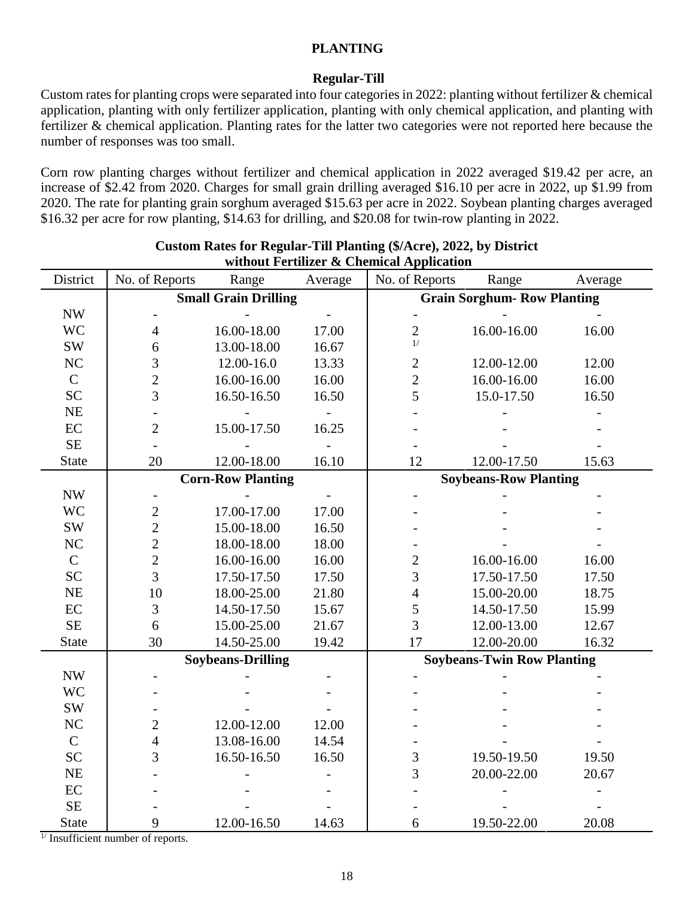# PLANTING

## Regular-Till

Custom rates for planting crops were separated into four categories in 2022: planting without fertilizer & chemical application, planting with only fertilizer application, planting with only chemical application, and planting with fertilizer & chemical application. Planting rates for the latter two categories were not reported here because the number of responses was too small.

Corn row planting charges without fertilizer and chemical application in 2022 averaged $19.42 per acre, an increase of $2.42 from 2020. Charges for small grain drilling averaged $16.10 per acre in 2022, up $1.99 from 2020. The rate for planting grain sorghum averaged $15.63 per acre in 2022. Soybean planting charges averaged $16.32 per acre for row planting, $14.63 for drilling, and $20.08 for twin-row planting in 2022.

**Custom Rates for Regular-Till Planting ($/Acre), 2022, by District without Fertilizer & Chemical Application**

| District | No. of Reports | Range | Average | No. of Reports | Range | Average |
|---|---|---|---|---|---|---|
| | **Small Grain Drilling** | | | **Grain Sorghum- Row Planting** | | |
| NW | - | - | - | - | - | - |
| WC | 4 | 16.00-18.00 | 17.00 | 2 | 16.00-16.00 | 16.00 |
| SW | 6 | 13.00-18.00 | 16.67 | 1/ | | |
| NC | 3 | 12.00-16.0 | 13.33 | 2 | 12.00-12.00 | 12.00 |
| C | 2 | 16.00-16.00 | 16.00 | 2 | 16.00-16.00 | 16.00 |
| SC | 3 | 16.50-16.50 | 16.50 | 5 | 15.0-17.50 | 16.50 |
| NE | - | - | - | - | - | - |
| EC | 2 | 15.00-17.50 | 16.25 | - | - | - |
| SE | - | - | - | - | - | - |
| State | 20 | 12.00-18.00 | 16.10 | 12 | 12.00-17.50 | 15.63 |
| | **Corn-Row Planting** | | | **Soybeans-Row Planting** | | |
| NW | - | - | - | - | - | - |
| WC | 2 | 17.00-17.00 | 17.00 | - | - | - |
| SW | 2 | 15.00-18.00 | 16.50 | - | - | - |
| NC | 2 | 18.00-18.00 | 18.00 | - | - | - |
| C | 2 | 16.00-16.00 | 16.00 | 2 | 16.00-16.00 | 16.00 |
| SC | 3 | 17.50-17.50 | 17.50 | 3 | 17.50-17.50 | 17.50 |
| NE | 10 | 18.00-25.00 | 21.80 | 4 | 15.00-20.00 | 18.75 |
| EC | 3 | 14.50-17.50 | 15.67 | 5 | 14.50-17.50 | 15.99 |
| SE | 6 | 15.00-25.00 | 21.67 | 3 | 12.00-13.00 | 12.67 |
| State | 30 | 14.50-25.00 | 19.42 | 17 | 12.00-20.00 | 16.32 |
| | **Soybeans-Drilling** | | | **Soybeans-Twin Row Planting** | | |
| NW | - | - | - | - | - | - |
| WC | - | - | - | - | - | - |
| SW | - | - | - | - | - | - |
| NC | 2 | 12.00-12.00 | 12.00 | - | - | - |
| C | 4 | 13.08-16.00 | 14.54 | - | - | - |
| SC | 3 | 16.50-16.50 | 16.50 | 3 | 19.50-19.50 | 19.50 |
| NE | - | - | - | 3 | 20.00-22.00 | 20.67 |
| EC | - | - | - | - | - | - |
| SE | - | - | - | - | - | - |
| State | 9 | 12.00-16.50 | 14.63 | 6 | 19.50-22.00 | 20.08 |

1/ Insufficient number of reports.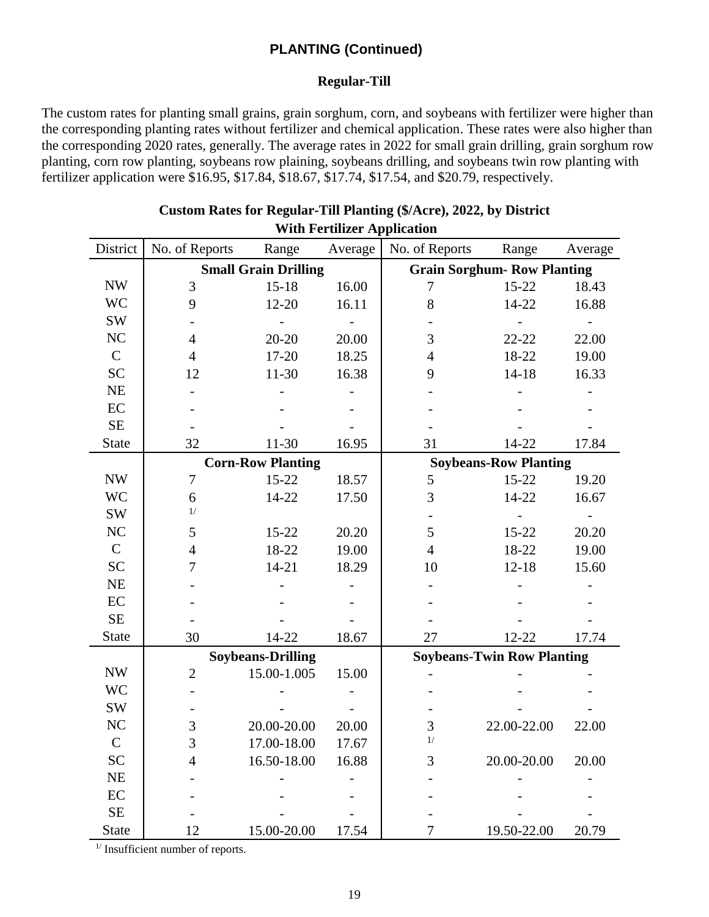## PLANTING (Continued)

### Regular-Till

The custom rates for planting small grains, grain sorghum, corn, and soybeans with fertilizer were higher than the corresponding planting rates without fertilizer and chemical application. These rates were also higher than the corresponding 2020 rates, generally. The average rates in 2022 for small grain drilling, grain sorghum row planting, corn row planting, soybeans row plaining, soybeans drilling, and soybeans twin row planting with fertilizer application were $16.95, $17.84, $18.67, $17.74, $17.54, and $20.79, respectively.

**Custom Rates for Regular-Till Planting ($/Acre), 2022, by District**
**With Fertilizer Application**

| District | No. of Reports | Range | Average | No. of Reports | Range | Average |
|---|---|---|---|---|---|---|
| | **Small Grain Drilling** | | | **Grain Sorghum- Row Planting** | | |
| NW | 3 | 15-18 | 16.00 | 7 | 15-22 | 18.43 |
| WC | 9 | 12-20 | 16.11 | 8 | 14-22 | 16.88 |
| SW | - | - | - | - | - | - |
| NC | 4 | 20-20 | 20.00 | 3 | 22-22 | 22.00 |
| C | 4 | 17-20 | 18.25 | 4 | 18-22 | 19.00 |
| SC | 12 | 11-30 | 16.38 | 9 | 14-18 | 16.33 |
| NE | - | - | - | - | - | - |
| EC | - | - | - | - | - | - |
| SE | - | - | - | - | - | - |
| State | 32 | 11-30 | 16.95 | 31 | 14-22 | 17.84 |
| | **Corn-Row Planting** | | | **Soybeans-Row Planting** | | |
| NW | 7 | 15-22 | 18.57 | 5 | 15-22 | 19.20 |
| WC | 6 | 14-22 | 17.50 | 3 | 14-22 | 16.67 |
| SW | [1/] | | | - | - | - |
| NC | 5 | 15-22 | 20.20 | 5 | 15-22 | 20.20 |
| C | 4 | 18-22 | 19.00 | 4 | 18-22 | 19.00 |
| SC | 7 | 14-21 | 18.29 | 10 | 12-18 | 15.60 |
| NE | - | - | - | - | - | - |
| EC | - | - | - | - | - | - |
| SE | - | - | - | - | - | - |
| State | 30 | 14-22 | 18.67 | 27 | 12-22 | 17.74 |
| | **Soybeans-Drilling** | | | **Soybeans-Twin Row Planting** | | |
| NW | 2 | 15.00-1.005 | 15.00 | - | - | - |
| WC | - | - | - | - | - | - |
| SW | - | - | - | - | - | - |
| NC | 3 | 20.00-20.00 | 20.00 | 3 | 22.00-22.00 | 22.00 |
| C | 3 | 17.00-18.00 | 17.67 | [1/] | | |
| SC | 4 | 16.50-18.00 | 16.88 | 3 | 20.00-20.00 | 20.00 |
| NE | - | - | - | - | - | - |
| EC | - | - | - | - | - | - |
| SE | - | - | - | - | - | - |
| State | 12 | 15.00-20.00 | 17.54 | 7 | 19.50-22.00 | 20.79 |

[1/] Insufficient number of reports.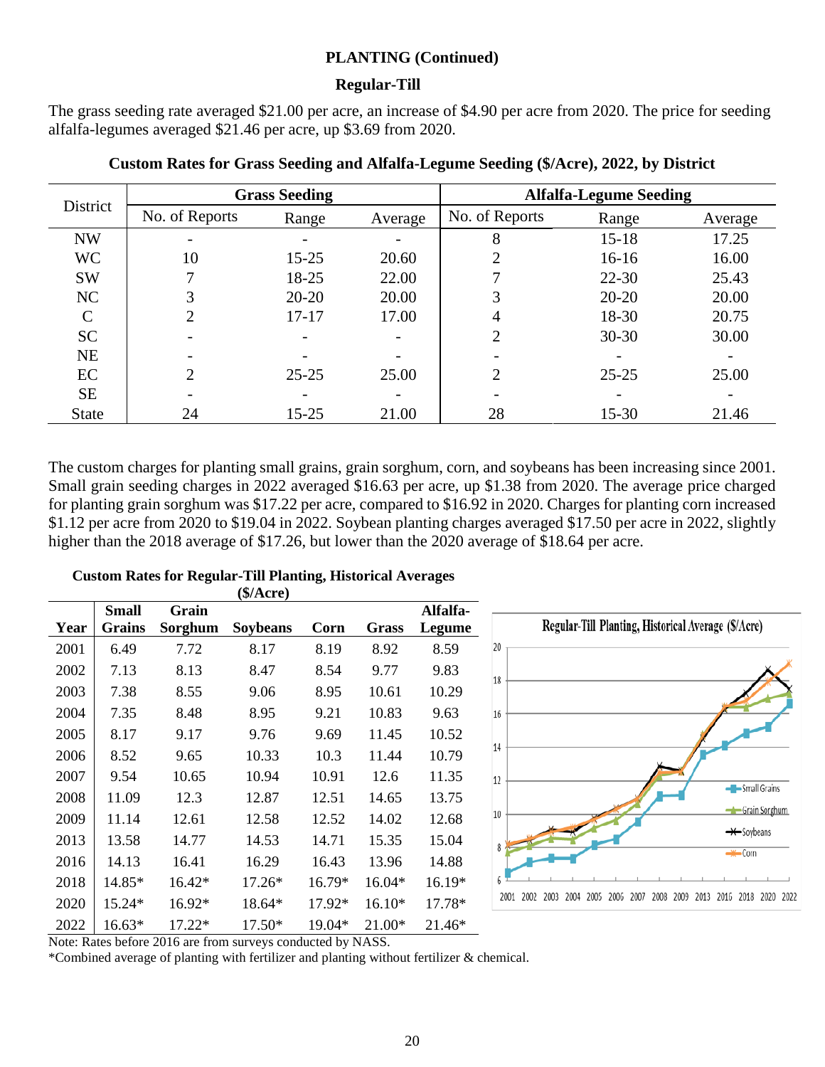## PLANTING (Continued)

### Regular-Till

The grass seeding rate averaged $21.00 per acre, an increase of $4.90 per acre from 2020. The price for seeding alfalfa-legumes averaged $21.46 per acre, up $3.69 from 2020.

**Custom Rates for Grass Seeding and Alfalfa-Legume Seeding ($/Acre), 2022, by District**

| District | Grass Seeding | | | Alfalfa-Legume Seeding | | |
|---|---|---|---|---|---|---|
| | No. of Reports | Range | Average | No. of Reports | Range | Average |
| NW | - | - | - | 8 | 15-18 | 17.25 |
| WC | 10 | 15-25 | 20.60 | 2 | 16-16 | 16.00 |
| SW | 7 | 18-25 | 22.00 | 7 | 22-30 | 25.43 |
| NC | 3 | 20-20 | 20.00 | 3 | 20-20 | 20.00 |
| C | 2 | 17-17 | 17.00 | 4 | 18-30 | 20.75 |
| SC | - | - | - | 2 | 30-30 | 30.00 |
| NE | - | - | - | - | - | - |
| EC | 2 | 25-25 | 25.00 | 2 | 25-25 | 25.00 |
| SE | - | - | - | - | - | - |
| State | 24 | 15-25 | 21.00 | 28 | 15-30 | 21.46 |

The custom charges for planting small grains, grain sorghum, corn, and soybeans has been increasing since 2001. Small grain seeding charges in 2022 averaged $16.63 per acre, up $1.38 from 2020. The average price charged for planting grain sorghum was $17.22 per acre, compared to $16.92 in 2020. Charges for planting corn increased $1.12 per acre from 2020 to $19.04 in 2022. Soybean planting charges averaged $17.50 per acre in 2022, slightly higher than the 2018 average of $17.26, but lower than the 2020 average of $18.64 per acre.

**Custom Rates for Regular-Till Planting, Historical Averages ($/Acre)**

| Year | Small Grains | Grain Sorghum | Soybeans | Corn | Grass | Alfalfa-Legume |
|---|---|---|---|---|---|---|
| 2001 | 6.49 | 7.72 | 8.17 | 8.19 | 8.92 | 8.59 |
| 2002 | 7.13 | 8.13 | 8.47 | 8.54 | 9.77 | 9.83 |
| 2003 | 7.38 | 8.55 | 9.06 | 8.95 | 10.61 | 10.29 |
| 2004 | 7.35 | 8.48 | 8.95 | 9.21 | 10.83 | 9.63 |
| 2005 | 8.17 | 9.17 | 9.76 | 9.69 | 11.45 | 10.52 |
| 2006 | 8.52 | 9.65 | 10.33 | 10.3 | 11.44 | 10.79 |
| 2007 | 9.54 | 10.65 | 10.94 | 10.91 | 12.6 | 11.35 |
| 2008 | 11.09 | 12.3 | 12.87 | 12.51 | 14.65 | 13.75 |
| 2009 | 11.14 | 12.61 | 12.58 | 12.52 | 14.02 | 12.68 |
| 2013 | 13.58 | 14.77 | 14.53 | 14.71 | 15.35 | 15.04 |
| 2016 | 14.13 | 16.41 | 16.29 | 16.43 | 13.96 | 14.88 |
| 2018 | 14.85* | 16.42* | 17.26* | 16.79* | 16.04* | 16.19* |
| 2020 | 15.24* | 16.92* | 18.64* | 17.92* | 16.10* | 17.78* |
| 2022 | 16.63* | 17.22* | 17.50* | 19.04* | 21.00* | 21.46* |

Note: Rates before 2016 are from surveys conducted by NASS.

*Combined average of planting with fertilizer and planting without fertilizer & chemical.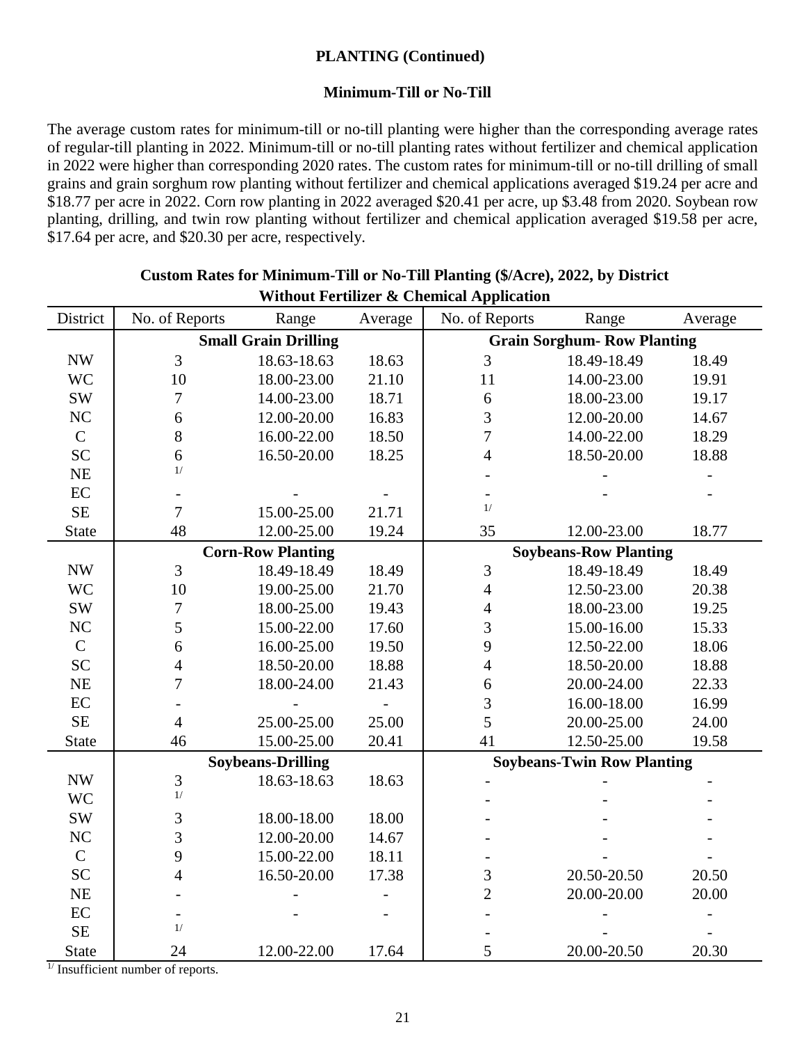## PLANTING (Continued)

### Minimum-Till or No-Till

The average custom rates for minimum-till or no-till planting were higher than the corresponding average rates of regular-till planting in 2022. Minimum-till or no-till planting rates without fertilizer and chemical application in 2022 were higher than corresponding 2020 rates. The custom rates for minimum-till or no-till drilling of small grains and grain sorghum row planting without fertilizer and chemical applications averaged $19.24 per acre and $18.77 per acre in 2022. Corn row planting in 2022 averaged $20.41 per acre, up $3.48 from 2020. Soybean row planting, drilling, and twin row planting without fertilizer and chemical application averaged $19.58 per acre, $17.64 per acre, and $20.30 per acre, respectively.

**Custom Rates for Minimum-Till or No-Till Planting ($/Acre), 2022, by District**
**Without Fertilizer & Chemical Application**

| District | No. of Reports | Range | Average | No. of Reports | Range | Average |
|---|---|---|---|---|---|---|
| | **Small Grain Drilling** | | | **Grain Sorghum- Row Planting** | | |
| NW | 3 | 18.63-18.63 | 18.63 | 3 | 18.49-18.49 | 18.49 |
| WC | 10 | 18.00-23.00 | 21.10 | 11 | 14.00-23.00 | 19.91 |
| SW | 7 | 14.00-23.00 | 18.71 | 6 | 18.00-23.00 | 19.17 |
| NC | 6 | 12.00-20.00 | 16.83 | 3 | 12.00-20.00 | 14.67 |
| C | 8 | 16.00-22.00 | 18.50 | 7 | 14.00-22.00 | 18.29 |
| SC | 6 | 16.50-20.00 | 18.25 | 4 | 18.50-20.00 | 18.88 |
| NE | 1/ | | | - | - | - |
| EC | - | - | - | - | - | - |
| SE | 7 | 15.00-25.00 | 21.71 | 1/ | | |
| State | 48 | 12.00-25.00 | 19.24 | 35 | 12.00-23.00 | 18.77 |
| | **Corn-Row Planting** | | | **Soybeans-Row Planting** | | |
| NW | 3 | 18.49-18.49 | 18.49 | 3 | 18.49-18.49 | 18.49 |
| WC | 10 | 19.00-25.00 | 21.70 | 4 | 12.50-23.00 | 20.38 |
| SW | 7 | 18.00-25.00 | 19.43 | 4 | 18.00-23.00 | 19.25 |
| NC | 5 | 15.00-22.00 | 17.60 | 3 | 15.00-16.00 | 15.33 |
| C | 6 | 16.00-25.00 | 19.50 | 9 | 12.50-22.00 | 18.06 |
| SC | 4 | 18.50-20.00 | 18.88 | 4 | 18.50-20.00 | 18.88 |
| NE | 7 | 18.00-24.00 | 21.43 | 6 | 20.00-24.00 | 22.33 |
| EC | - | - | - | 3 | 16.00-18.00 | 16.99 |
| SE | 4 | 25.00-25.00 | 25.00 | 5 | 20.00-25.00 | 24.00 |
| State | 46 | 15.00-25.00 | 20.41 | 41 | 12.50-25.00 | 19.58 |
| | **Soybeans-Drilling** | | | **Soybeans-Twin Row Planting** | | |
| NW | 3 | 18.63-18.63 | 18.63 | - | - | - |
| WC | 1/ | | | - | - | - |
| SW | 3 | 18.00-18.00 | 18.00 | - | - | - |
| NC | 3 | 12.00-20.00 | 14.67 | - | - | - |
| C | 9 | 15.00-22.00 | 18.11 | - | - | - |
| SC | 4 | 16.50-20.00 | 17.38 | 3 | 20.50-20.50 | 20.50 |
| NE | - | - | - | 2 | 20.00-20.00 | 20.00 |
| EC | - | - | - | - | - | - |
| SE | 1/ | | | - | - | - |
| State | 24 | 12.00-22.00 | 17.64 | 5 | 20.00-20.50 | 20.30 |

1/ Insufficient number of reports.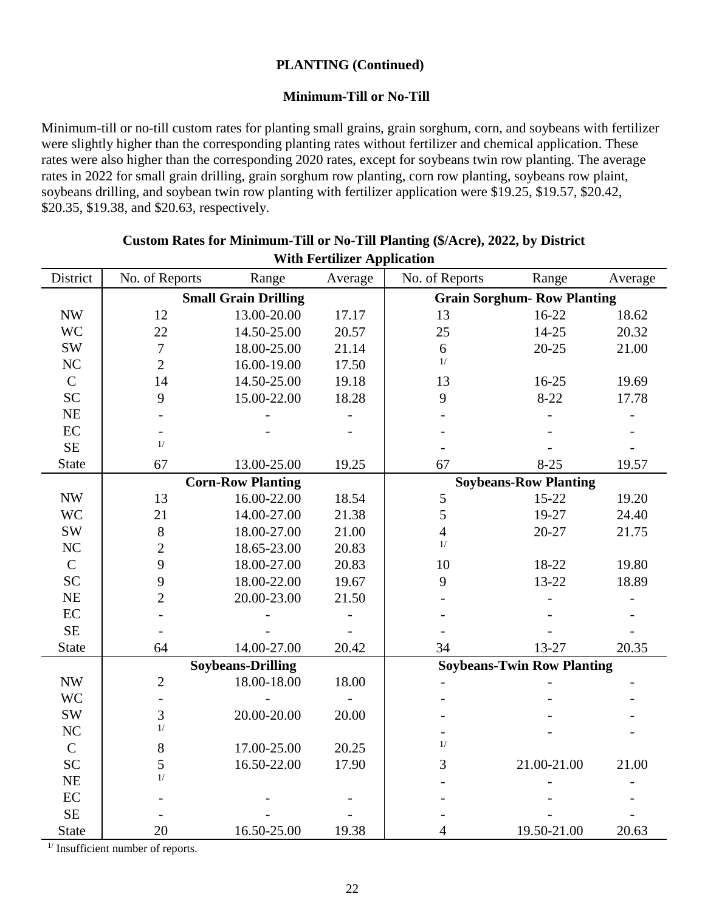## PLANTING (Continued)

### Minimum-Till or No-Till

Minimum-till or no-till custom rates for planting small grains, grain sorghum, corn, and soybeans with fertilizer were slightly higher than the corresponding planting rates without fertilizer and chemical application. These rates were also higher than the corresponding 2020 rates, except for soybeans twin row planting. The average rates in 2022 for small grain drilling, grain sorghum row planting, corn row planting, soybeans row plaint, soybeans drilling, and soybean twin row planting with fertilizer application were $19.25, $19.57, $20.42, $20.35, $19.38, and $20.63, respectively.

**Custom Rates for Minimum-Till or No-Till Planting ($/Acre), 2022, by District With Fertilizer Application**

| District | No. of Reports | Range | Average | No. of Reports | Range | Average |
|---|---|---|---|---|---|---|
| | **Small Grain Drilling** | | | **Grain Sorghum- Row Planting** | | |
| NW | 12 | 13.00-20.00 | 17.17 | 13 | 16-22 | 18.62 |
| WC | 22 | 14.50-25.00 | 20.57 | 25 | 14-25 | 20.32 |
| SW | 7 | 18.00-25.00 | 21.14 | 6 | 20-25 | 21.00 |
| NC | 2 | 16.00-19.00 | 17.50 | 1/ | | |
| C | 14 | 14.50-25.00 | 19.18 | 13 | 16-25 | 19.69 |
| SC | 9 | 15.00-22.00 | 18.28 | 9 | 8-22 | 17.78 |
| NE | - | - | - | - | - | - |
| EC | - | - | - | - | - | - |
| SE | 1/ | | | - | - | - |
| State | 67 | 13.00-25.00 | 19.25 | 67 | 8-25 | 19.57 |
| | **Corn-Row Planting** | | | **Soybeans-Row Planting** | | |
| NW | 13 | 16.00-22.00 | 18.54 | 5 | 15-22 | 19.20 |
| WC | 21 | 14.00-27.00 | 21.38 | 5 | 19-27 | 24.40 |
| SW | 8 | 18.00-27.00 | 21.00 | 4 | 20-27 | 21.75 |
| NC | 2 | 18.65-23.00 | 20.83 | 1/ | | |
| C | 9 | 18.00-27.00 | 20.83 | 10 | 18-22 | 19.80 |
| SC | 9 | 18.00-22.00 | 19.67 | 9 | 13-22 | 18.89 |
| NE | 2 | 20.00-23.00 | 21.50 | - | - | - |
| EC | - | - | - | - | - | - |
| SE | - | - | - | - | - | - |
| State | 64 | 14.00-27.00 | 20.42 | 34 | 13-27 | 20.35 |
| | **Soybeans-Drilling** | | | **Soybeans-Twin Row Planting** | | |
| NW | 2 | 18.00-18.00 | 18.00 | - | - | - |
| WC | - | - | - | - | - | - |
| SW | 3 | 20.00-20.00 | 20.00 | - | - | - |
| NC | 1/ | | | - | - | - |
| C | 8 | 17.00-25.00 | 20.25 | 1/ | | |
| SC | 5 | 16.50-22.00 | 17.90 | 3 | 21.00-21.00 | 21.00 |
| NE | 1/ | | | - | - | - |
| EC | - | - | - | - | - | - |
| SE | - | - | - | - | - | - |
| State | 20 | 16.50-25.00 | 19.38 | 4 | 19.50-21.00 | 20.63 |

1/ Insufficient number of reports.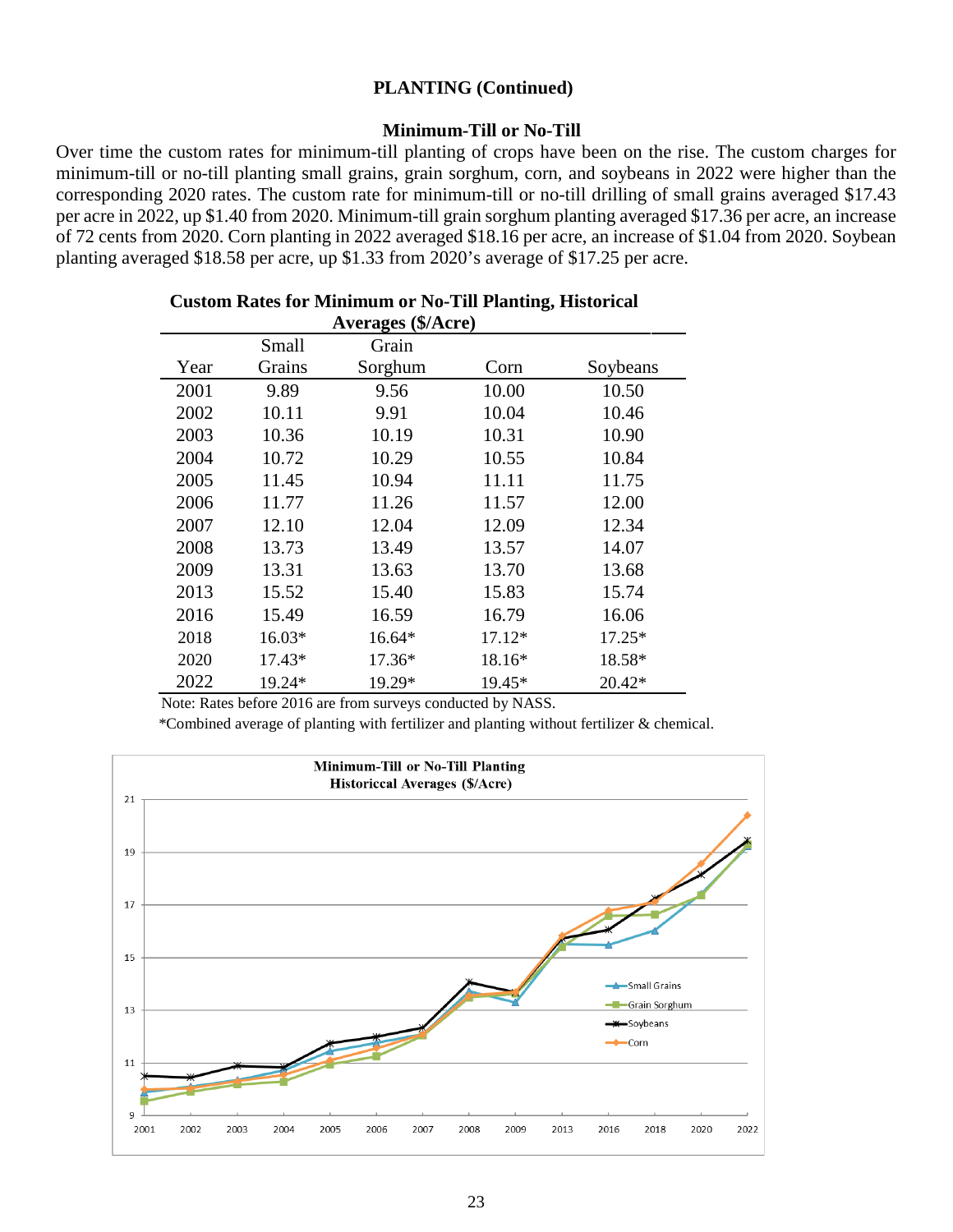## PLANTING (Continued)

### Minimum-Till or No-Till

Over time the custom rates for minimum-till planting of crops have been on the rise. The custom charges for minimum-till or no-till planting small grains, grain sorghum, corn, and soybeans in 2022 were higher than the corresponding 2020 rates. The custom rate for minimum-till or no-till drilling of small grains averaged $17.43 per acre in 2022, up $1.40 from 2020. Minimum-till grain sorghum planting averaged $17.36 per acre, an increase of 72 cents from 2020. Corn planting in 2022 averaged $18.16 per acre, an increase of $1.04 from 2020. Soybean planting averaged $18.58 per acre, up $1.33 from 2020's average of $17.25 per acre.

**Custom Rates for Minimum or No-Till Planting, Historical Averages ($/Acre)**

| Year | Small Grains | Grain Sorghum | Corn | Soybeans |
|---|---|---|---|---|
| 2001 | 9.89 | 9.56 | 10.00 | 10.50 |
| 2002 | 10.11 | 9.91 | 10.04 | 10.46 |
| 2003 | 10.36 | 10.19 | 10.31 | 10.90 |
| 2004 | 10.72 | 10.29 | 10.55 | 10.84 |
| 2005 | 11.45 | 10.94 | 11.11 | 11.75 |
| 2006 | 11.77 | 11.26 | 11.57 | 12.00 |
| 2007 | 12.10 | 12.04 | 12.09 | 12.34 |
| 2008 | 13.73 | 13.49 | 13.57 | 14.07 |
| 2009 | 13.31 | 13.63 | 13.70 | 13.68 |
| 2013 | 15.52 | 15.40 | 15.83 | 15.74 |
| 2016 | 15.49 | 16.59 | 16.79 | 16.06 |
| 2018 | 16.03* | 16.64* | 17.12* | 17.25* |
| 2020 | 17.43* | 17.36* | 18.16* | 18.58* |
| 2022 | 19.24* | 19.29* | 19.45* | 20.42* |

Note: Rates before 2016 are from surveys conducted by NASS.

*Combined average of planting with fertilizer and planting without fertilizer & chemical.

**Minimum-Till or No-Till Planting Historiccal Averages ($/Acre)**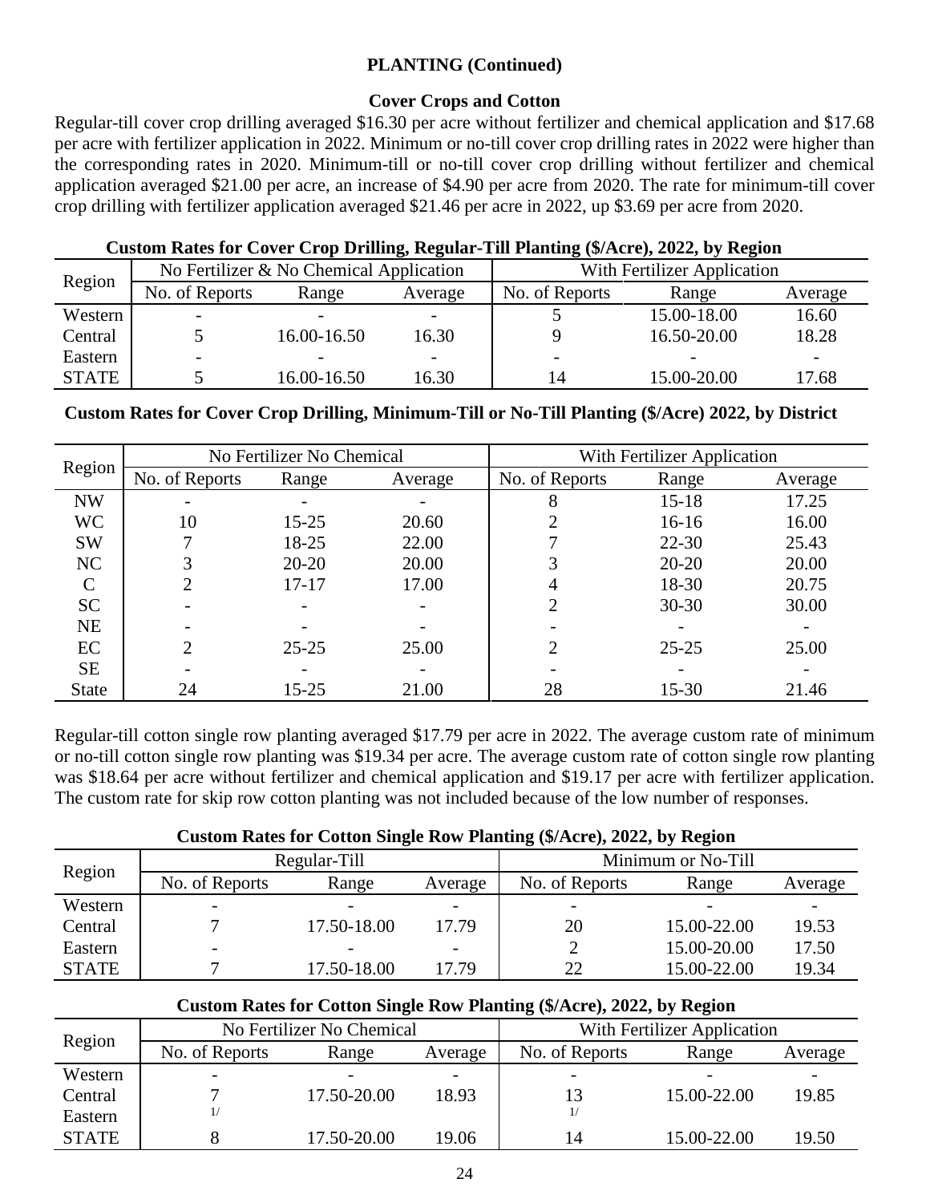## PLANTING (Continued)

### Cover Crops and Cotton

Regular-till cover crop drilling averaged $16.30 per acre without fertilizer and chemical application and $17.68 per acre with fertilizer application in 2022. Minimum or no-till cover crop drilling rates in 2022 were higher than the corresponding rates in 2020. Minimum-till or no-till cover crop drilling without fertilizer and chemical application averaged $21.00 per acre, an increase of $4.90 per acre from 2020. The rate for minimum-till cover crop drilling with fertilizer application averaged $21.46 per acre in 2022, up $3.69 per acre from 2020.

**Custom Rates for Cover Crop Drilling, Regular-Till Planting ($/Acre), 2022, by Region**

| Region | No Fertilizer & No Chemical Application | | | With Fertilizer Application | | |
|---|---|---|---|---|---|---|
| | No. of Reports | Range | Average | No. of Reports | Range | Average |
| Western | - | - | - | 5 | 15.00-18.00 | 16.60 |
| Central | 5 | 16.00-16.50 | 16.30 | 9 | 16.50-20.00 | 18.28 |
| Eastern | - | - | - | - | - | - |
| STATE | 5 | 16.00-16.50 | 16.30 | 14 | 15.00-20.00 | 17.68 |

**Custom Rates for Cover Crop Drilling, Minimum-Till or No-Till Planting ($/Acre) 2022, by District**

| Region | No Fertilizer No Chemical | | | With Fertilizer Application | | |
|---|---|---|---|---|---|---|
| | No. of Reports | Range | Average | No. of Reports | Range | Average |
| NW | - | - | - | 8 | 15-18 | 17.25 |
| WC | 10 | 15-25 | 20.60 | 2 | 16-16 | 16.00 |
| SW | 7 | 18-25 | 22.00 | 7 | 22-30 | 25.43 |
| NC | 3 | 20-20 | 20.00 | 3 | 20-20 | 20.00 |
| C | 2 | 17-17 | 17.00 | 4 | 18-30 | 20.75 |
| SC | - | - | - | 2 | 30-30 | 30.00 |
| NE | - | - | - | - | - | - |
| EC | 2 | 25-25 | 25.00 | 2 | 25-25 | 25.00 |
| SE | - | - | - | - | - | - |
| State | 24 | 15-25 | 21.00 | 28 | 15-30 | 21.46 |

Regular-till cotton single row planting averaged $17.79 per acre in 2022. The average custom rate of minimum or no-till cotton single row planting was $19.34 per acre. The average custom rate of cotton single row planting was $18.64 per acre without fertilizer and chemical application and $19.17 per acre with fertilizer application. The custom rate for skip row cotton planting was not included because of the low number of responses.

**Custom Rates for Cotton Single Row Planting ($/Acre), 2022, by Region**

| Region | Regular-Till | | | Minimum or No-Till | | |
|---|---|---|---|---|---|---|
| | No. of Reports | Range | Average | No. of Reports | Range | Average |
| Western | - | - | - | - | - | - |
| Central | 7 | 17.50-18.00 | 17.79 | 20 | 15.00-22.00 | 19.53 |
| Eastern | - | - | - | 2 | 15.00-20.00 | 17.50 |
| STATE | 7 | 17.50-18.00 | 17.79 | 22 | 15.00-22.00 | 19.34 |

**Custom Rates for Cotton Single Row Planting ($/Acre), 2022, by Region**

| Region | No Fertilizer No Chemical | | | With Fertilizer Application | | |
|---|---|---|---|---|---|---|
| | No. of Reports | Range | Average | No. of Reports | Range | Average |
| Western | - | - | - | - | - | - |
| Central | 7 | 17.50-20.00 | 18.93 | 13 | 15.00-22.00 | 19.85 |
| Eastern | 1/ | | | 1/ | | |
| STATE | 8 | 17.50-20.00 | 19.06 | 14 | 15.00-22.00 | 19.50 |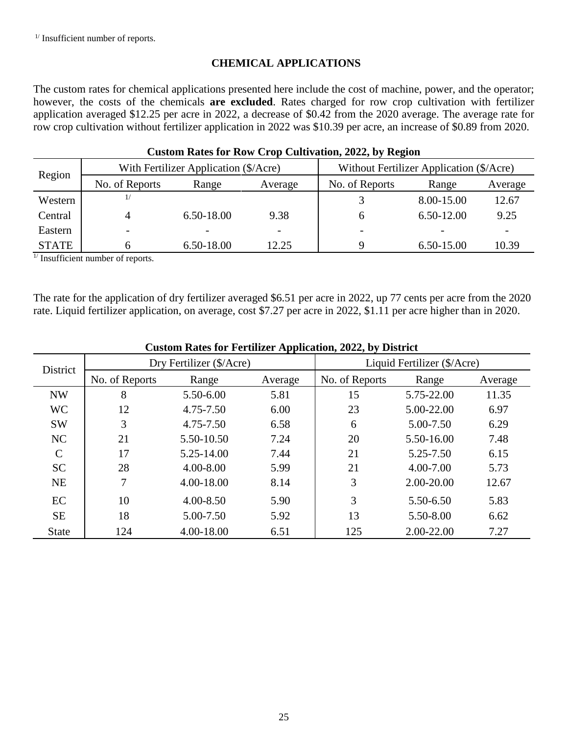[1/] Insufficient number of reports.

## CHEMICAL APPLICATIONS

The custom rates for chemical applications presented here include the cost of machine, power, and the operator; however, the costs of the chemicals **are excluded**. Rates charged for row crop cultivation with fertilizer application averaged $12.25 per acre in 2022, a decrease of $0.42 from the 2020 average. The average rate for row crop cultivation without fertilizer application in 2022 was $10.39 per acre, an increase of $0.89 from 2020.

**Custom Rates for Row Crop Cultivation, 2022, by Region**

| Region | With Fertilizer Application ($/Acre) | | | Without Fertilizer Application ($/Acre) | | |
|---|---|---|---|---|---|---|
| | No. of Reports | Range | Average | No. of Reports | Range | Average |
| Western | [1/] | | | 3 | 8.00-15.00 | 12.67 |
| Central | 4 | 6.50-18.00 | 9.38 | 6 | 6.50-12.00 | 9.25 |
| Eastern | - | - | - | - | - | - |
| STATE | 6 | 6.50-18.00 | 12.25 | 9 | 6.50-15.00 | 10.39 |

[1/] Insufficient number of reports.

The rate for the application of dry fertilizer averaged $6.51 per acre in 2022, up 77 cents per acre from the 2020 rate. Liquid fertilizer application, on average, cost $7.27 per acre in 2022, $1.11 per acre higher than in 2020.

**Custom Rates for Fertilizer Application, 2022, by District**

| District | Dry Fertilizer ($/Acre) | | | Liquid Fertilizer ($/Acre) | | |
|---|---|---|---|---|---|---|
| | No. of Reports | Range | Average | No. of Reports | Range | Average |
| NW | 8 | 5.50-6.00 | 5.81 | 15 | 5.75-22.00 | 11.35 |
| WC | 12 | 4.75-7.50 | 6.00 | 23 | 5.00-22.00 | 6.97 |
| SW | 3 | 4.75-7.50 | 6.58 | 6 | 5.00-7.50 | 6.29 |
| NC | 21 | 5.50-10.50 | 7.24 | 20 | 5.50-16.00 | 7.48 |
| C | 17 | 5.25-14.00 | 7.44 | 21 | 5.25-7.50 | 6.15 |
| SC | 28 | 4.00-8.00 | 5.99 | 21 | 4.00-7.00 | 5.73 |
| NE | 7 | 4.00-18.00 | 8.14 | 3 | 2.00-20.00 | 12.67 |
| EC | 10 | 4.00-8.50 | 5.90 | 3 | 5.50-6.50 | 5.83 |
| SE | 18 | 5.00-7.50 | 5.92 | 13 | 5.50-8.00 | 6.62 |
| State | 124 | 4.00-18.00 | 6.51 | 125 | 2.00-22.00 | 7.27 |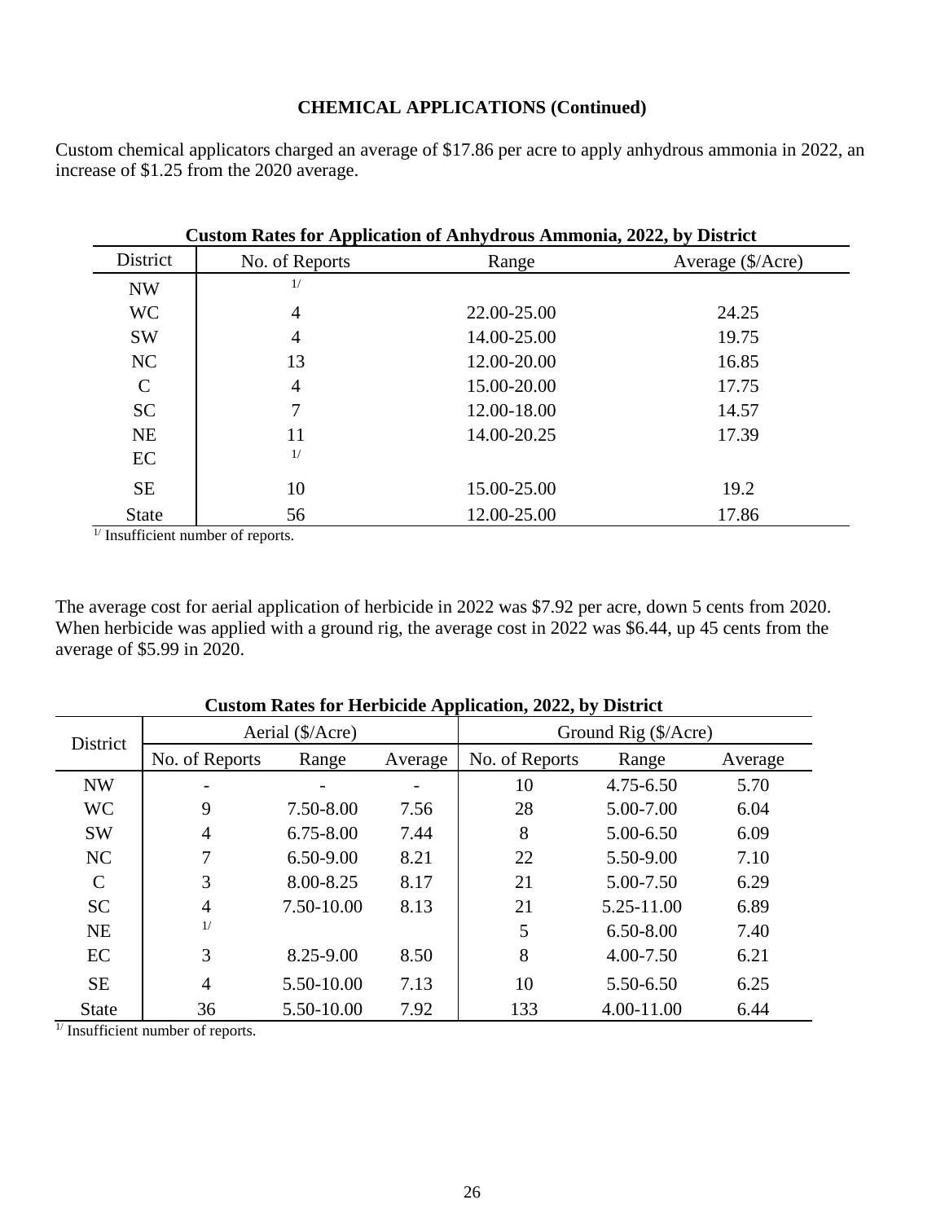## CHEMICAL APPLICATIONS (Continued)

Custom chemical applicators charged an average of $17.86 per acre to apply anhydrous ammonia in 2022, an increase of $1.25 from the 2020 average.

**Custom Rates for Application of Anhydrous Ammonia, 2022, by District**

| District | No. of Reports | Range | Average ($/Acre) |
|---|---|---|---|
| NW | 1/ | | |
| WC | 4 | 22.00-25.00 | 24.25 |
| SW | 4 | 14.00-25.00 | 19.75 |
| NC | 13 | 12.00-20.00 | 16.85 |
| C | 4 | 15.00-20.00 | 17.75 |
| SC | 7 | 12.00-18.00 | 14.57 |
| NE | 11 | 14.00-20.25 | 17.39 |
| EC | 1/ | | |
| SE | 10 | 15.00-25.00 | 19.2 |
| State | 56 | 12.00-25.00 | 17.86 |

1/ Insufficient number of reports.

The average cost for aerial application of herbicide in 2022 was $7.92 per acre, down 5 cents from 2020. When herbicide was applied with a ground rig, the average cost in 2022 was $6.44, up 45 cents from the average of $5.99 in 2020.

**Custom Rates for Herbicide Application, 2022, by District**

| District | Aerial ($/Acre) | | | Ground Rig ($/Acre) | | |
|---|---|---|---|---|---|---|
| | No. of Reports | Range | Average | No. of Reports | Range | Average |
| NW | - | - | - | 10 | 4.75-6.50 | 5.70 |
| WC | 9 | 7.50-8.00 | 7.56 | 28 | 5.00-7.00 | 6.04 |
| SW | 4 | 6.75-8.00 | 7.44 | 8 | 5.00-6.50 | 6.09 |
| NC | 7 | 6.50-9.00 | 8.21 | 22 | 5.50-9.00 | 7.10 |
| C | 3 | 8.00-8.25 | 8.17 | 21 | 5.00-7.50 | 6.29 |
| SC | 4 | 7.50-10.00 | 8.13 | 21 | 5.25-11.00 | 6.89 |
| NE | 1/ | | | 5 | 6.50-8.00 | 7.40 |
| EC | 3 | 8.25-9.00 | 8.50 | 8 | 4.00-7.50 | 6.21 |
| SE | 4 | 5.50-10.00 | 7.13 | 10 | 5.50-6.50 | 6.25 |
| State | 36 | 5.50-10.00 | 7.92 | 133 | 4.00-11.00 | 6.44 |

1/ Insufficient number of reports.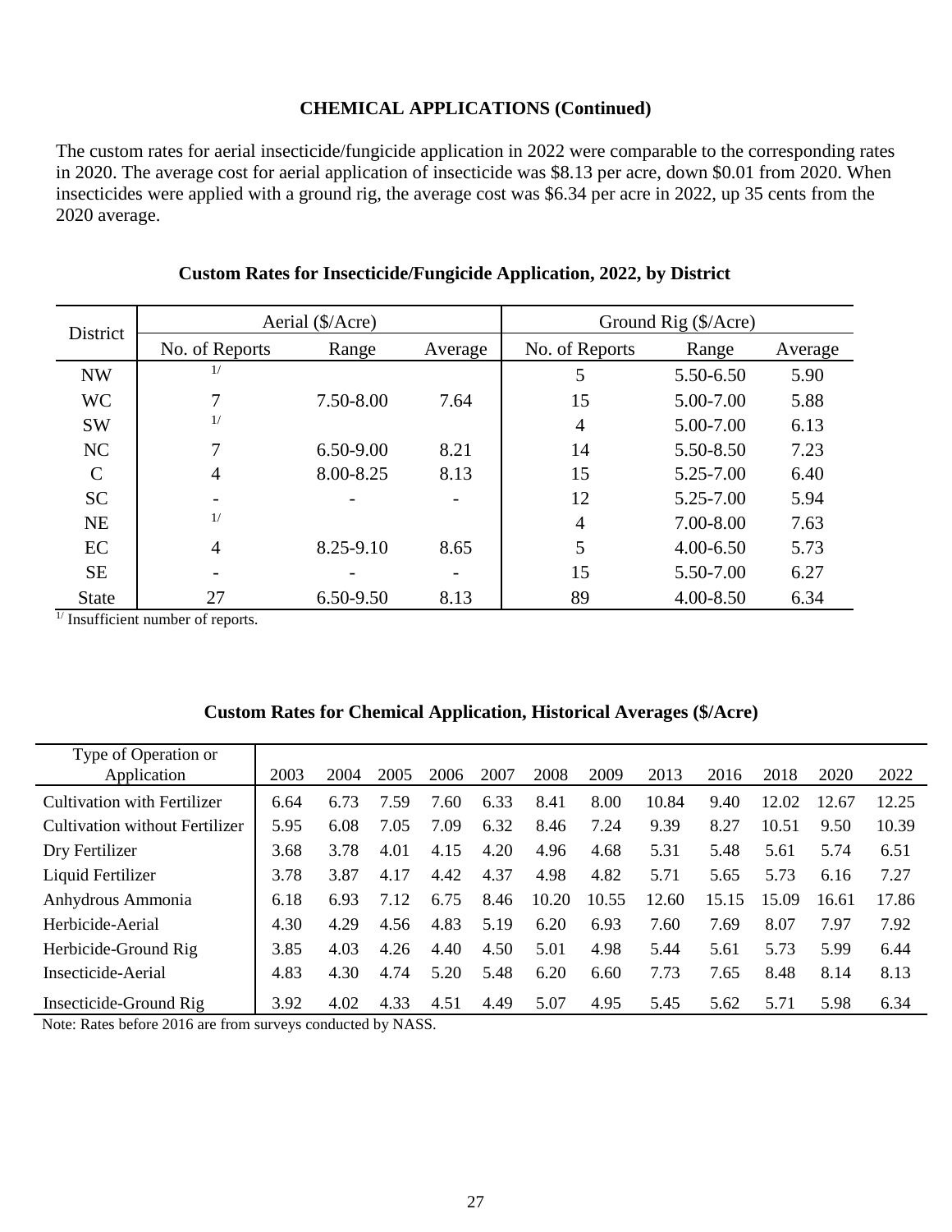## CHEMICAL APPLICATIONS (Continued)

The custom rates for aerial insecticide/fungicide application in 2022 were comparable to the corresponding rates in 2020. The average cost for aerial application of insecticide was $8.13 per acre, down $0.01 from 2020. When insecticides were applied with a ground rig, the average cost was $6.34 per acre in 2022, up 35 cents from the 2020 average.

### Custom Rates for Insecticide/Fungicide Application, 2022, by District

| District | Aerial ($/Acre) | | | Ground Rig ($/Acre) | | |
|---|---|---|---|---|---|---|
| | No. of Reports | Range | Average | No. of Reports | Range | Average |
| NW | 1/ | | | 5 | 5.50-6.50 | 5.90 |
| WC | 7 | 7.50-8.00 | 7.64 | 15 | 5.00-7.00 | 5.88 |
| SW | 1/ | | | 4 | 5.00-7.00 | 6.13 |
| NC | 7 | 6.50-9.00 | 8.21 | 14 | 5.50-8.50 | 7.23 |
| C | 4 | 8.00-8.25 | 8.13 | 15 | 5.25-7.00 | 6.40 |
| SC | - | - | - | 12 | 5.25-7.00 | 5.94 |
| NE | 1/ | | | 4 | 7.00-8.00 | 7.63 |
| EC | 4 | 8.25-9.10 | 8.65 | 5 | 4.00-6.50 | 5.73 |
| SE | - | - | - | 15 | 5.50-7.00 | 6.27 |
| State | 27 | 6.50-9.50 | 8.13 | 89 | 4.00-8.50 | 6.34 |

[1/] Insufficient number of reports.

### Custom Rates for Chemical Application, Historical Averages ($/Acre)

| Type of Operation or Application | 2003 | 2004 | 2005 | 2006 | 2007 | 2008 | 2009 | 2013 | 2016 | 2018 | 2020 | 2022 |
|---|---|---|---|---|---|---|---|---|---|---|---|---|
| Cultivation with Fertilizer | 6.64 | 6.73 | 7.59 | 7.60 | 6.33 | 8.41 | 8.00 | 10.84 | 9.40 | 12.02 | 12.67 | 12.25 |
| Cultivation without Fertilizer | 5.95 | 6.08 | 7.05 | 7.09 | 6.32 | 8.46 | 7.24 | 9.39 | 8.27 | 10.51 | 9.50 | 10.39 |
| Dry Fertilizer | 3.68 | 3.78 | 4.01 | 4.15 | 4.20 | 4.96 | 4.68 | 5.31 | 5.48 | 5.61 | 5.74 | 6.51 |
| Liquid Fertilizer | 3.78 | 3.87 | 4.17 | 4.42 | 4.37 | 4.98 | 4.82 | 5.71 | 5.65 | 5.73 | 6.16 | 7.27 |
| Anhydrous Ammonia | 6.18 | 6.93 | 7.12 | 6.75 | 8.46 | 10.20 | 10.55 | 12.60 | 15.15 | 15.09 | 16.61 | 17.86 |
| Herbicide-Aerial | 4.30 | 4.29 | 4.56 | 4.83 | 5.19 | 6.20 | 6.93 | 7.60 | 7.69 | 8.07 | 7.97 | 7.92 |
| Herbicide-Ground Rig | 3.85 | 4.03 | 4.26 | 4.40 | 4.50 | 5.01 | 4.98 | 5.44 | 5.61 | 5.73 | 5.99 | 6.44 |
| Insecticide-Aerial | 4.83 | 4.30 | 4.74 | 5.20 | 5.48 | 6.20 | 6.60 | 7.73 | 7.65 | 8.48 | 8.14 | 8.13 |
| Insecticide-Ground Rig | 3.92 | 4.02 | 4.33 | 4.51 | 4.49 | 5.07 | 4.95 | 5.45 | 5.62 | 5.71 | 5.98 | 6.34 |

Note: Rates before 2016 are from surveys conducted by NASS.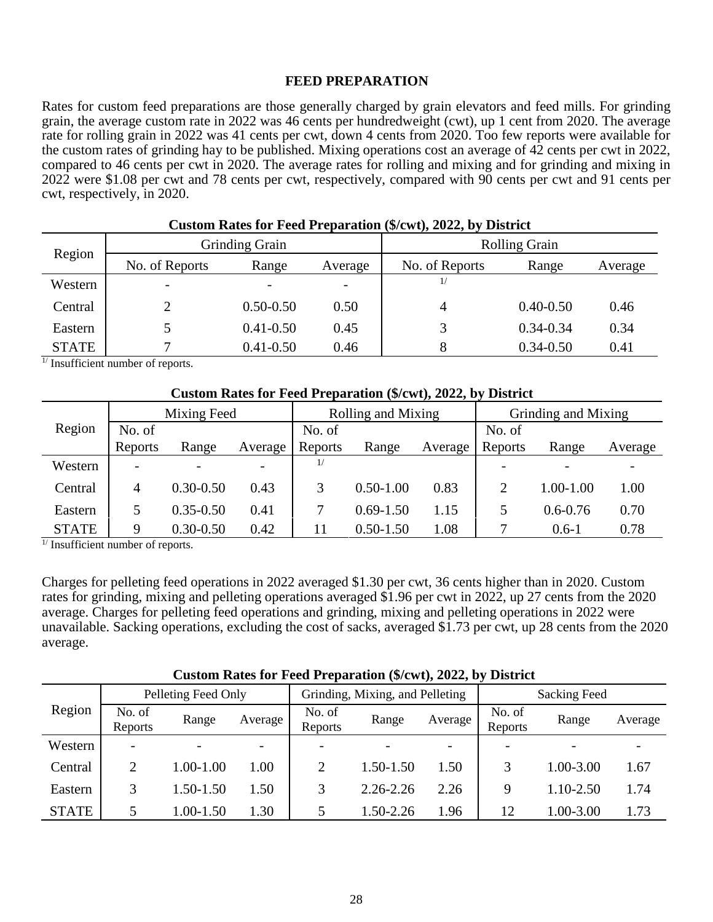## FEED PREPARATION

Rates for custom feed preparations are those generally charged by grain elevators and feed mills. For grinding grain, the average custom rate in 2022 was 46 cents per hundredweight (cwt), up 1 cent from 2020. The average rate for rolling grain in 2022 was 41 cents per cwt, down 4 cents from 2020. Too few reports were available for the custom rates of grinding hay to be published. Mixing operations cost an average of 42 cents per cwt in 2022, compared to 46 cents per cwt in 2020. The average rates for rolling and mixing and for grinding and mixing in 2022 were $1.08 per cwt and 78 cents per cwt, respectively, compared with 90 cents per cwt and 91 cents per cwt, respectively, in 2020.

**Custom Rates for Feed Preparation ($/cwt), 2022, by District**

| Region | Grinding Grain | | | Rolling Grain | | |
|---|---|---|---|---|---|---|
| | No. of Reports | Range | Average | No. of Reports | Range | Average |
| Western | - | - | - | [1/] | | |
| Central | 2 | 0.50-0.50 | 0.50 | 4 | 0.40-0.50 | 0.46 |
| Eastern | 5 | 0.41-0.50 | 0.45 | 3 | 0.34-0.34 | 0.34 |
| STATE | 7 | 0.41-0.50 | 0.46 | 8 | 0.34-0.50 | 0.41 |

[1/] Insufficient number of reports.

**Custom Rates for Feed Preparation ($/cwt), 2022, by District**

| Region | Mixing Feed | | | Rolling and Mixing | | | Grinding and Mixing | | |
|---|---|---|---|---|---|---|---|---|---|
| | No. of Reports | Range | Average | No. of Reports | Range | Average | No. of Reports | Range | Average |
| Western | - | - | - | [1/] | | | - | - | - |
| Central | 4 | 0.30-0.50 | 0.43 | 3 | 0.50-1.00 | 0.83 | 2 | 1.00-1.00 | 1.00 |
| Eastern | 5 | 0.35-0.50 | 0.41 | 7 | 0.69-1.50 | 1.15 | 5 | 0.6-0.76 | 0.70 |
| STATE | 9 | 0.30-0.50 | 0.42 | 11 | 0.50-1.50 | 1.08 | 7 | 0.6-1 | 0.78 |

[1/] Insufficient number of reports.

Charges for pelleting feed operations in 2022 averaged $1.30 per cwt, 36 cents higher than in 2020. Custom rates for grinding, mixing and pelleting operations averaged $1.96 per cwt in 2022, up 27 cents from the 2020 average. Charges for pelleting feed operations and grinding, mixing and pelleting operations in 2022 were unavailable. Sacking operations, excluding the cost of sacks, averaged $1.73 per cwt, up 28 cents from the 2020 average.

**Custom Rates for Feed Preparation ($/cwt), 2022, by District**

| Region | Pelleting Feed Only | | | Grinding, Mixing, and Pelleting | | | Sacking Feed | | |
|---|---|---|---|---|---|---|---|---|---|
| | No. of Reports | Range | Average | No. of Reports | Range | Average | No. of Reports | Range | Average |
| Western | - | - | - | - | - | - | - | - | - |
| Central | 2 | 1.00-1.00 | 1.00 | 2 | 1.50-1.50 | 1.50 | 3 | 1.00-3.00 | 1.67 |
| Eastern | 3 | 1.50-1.50 | 1.50 | 3 | 2.26-2.26 | 2.26 | 9 | 1.10-2.50 | 1.74 |
| STATE | 5 | 1.00-1.50 | 1.30 | 5 | 1.50-2.26 | 1.96 | 12 | 1.00-3.00 | 1.73 |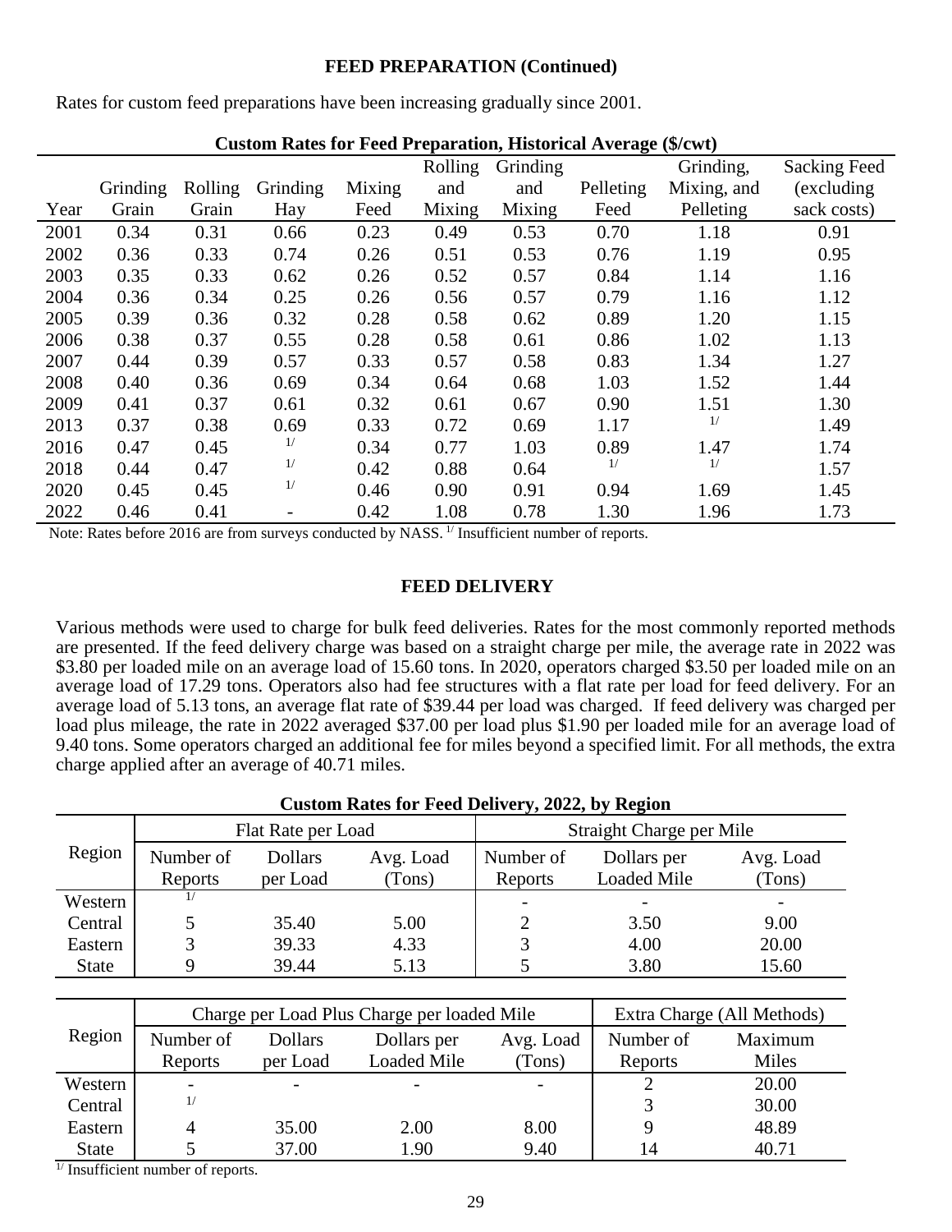## FEED PREPARATION (Continued)

Rates for custom feed preparations have been increasing gradually since 2001.

**Custom Rates for Feed Preparation, Historical Average ($/cwt)**

| Year | Grinding Grain | Rolling Grain | Grinding Hay | Mixing Feed | Rolling and Mixing | Grinding and Mixing | Pelleting Feed | Grinding, Mixing, and Pelleting | Sacking Feed (excluding sack costs) |
|---|---|---|---|---|---|---|---|---|---|
| 2001 | 0.34 | 0.31 | 0.66 | 0.23 | 0.49 | 0.53 | 0.70 | 1.18 | 0.91 |
| 2002 | 0.36 | 0.33 | 0.74 | 0.26 | 0.51 | 0.53 | 0.76 | 1.19 | 0.95 |
| 2003 | 0.35 | 0.33 | 0.62 | 0.26 | 0.52 | 0.57 | 0.84 | 1.14 | 1.16 |
| 2004 | 0.36 | 0.34 | 0.25 | 0.26 | 0.56 | 0.57 | 0.79 | 1.16 | 1.12 |
| 2005 | 0.39 | 0.36 | 0.32 | 0.28 | 0.58 | 0.62 | 0.89 | 1.20 | 1.15 |
| 2006 | 0.38 | 0.37 | 0.55 | 0.28 | 0.58 | 0.61 | 0.86 | 1.02 | 1.13 |
| 2007 | 0.44 | 0.39 | 0.57 | 0.33 | 0.57 | 0.58 | 0.83 | 1.34 | 1.27 |
| 2008 | 0.40 | 0.36 | 0.69 | 0.34 | 0.64 | 0.68 | 1.03 | 1.52 | 1.44 |
| 2009 | 0.41 | 0.37 | 0.61 | 0.32 | 0.61 | 0.67 | 0.90 | 1.51 | 1.30 |
| 2013 | 0.37 | 0.38 | 0.69 | 0.33 | 0.72 | 0.69 | 1.17 | 1/ | 1.49 |
| 2016 | 0.47 | 0.45 | 1/ | 0.34 | 0.77 | 1.03 | 0.89 | 1.47 | 1.74 |
| 2018 | 0.44 | 0.47 | 1/ | 0.42 | 0.88 | 0.64 | 1/ | 1/ | 1.57 |
| 2020 | 0.45 | 0.45 | 1/ | 0.46 | 0.90 | 0.91 | 0.94 | 1.69 | 1.45 |
| 2022 | 0.46 | 0.41 | - | 0.42 | 1.08 | 0.78 | 1.30 | 1.96 | 1.73 |

Note: Rates before 2016 are from surveys conducted by NASS. 1/ Insufficient number of reports.

## FEED DELIVERY

Various methods were used to charge for bulk feed deliveries. Rates for the most commonly reported methods are presented. If the feed delivery charge was based on a straight charge per mile, the average rate in 2022 was $3.80 per loaded mile on an average load of 15.60 tons. In 2020, operators charged $3.50 per loaded mile on an average load of 17.29 tons. Operators also had fee structures with a flat rate per load for feed delivery. For an average load of 5.13 tons, an average flat rate of $39.44 per load was charged. If feed delivery was charged per load plus mileage, the rate in 2022 averaged $37.00 per load plus $1.90 per loaded mile for an average load of 9.40 tons. Some operators charged an additional fee for miles beyond a specified limit. For all methods, the extra charge applied after an average of 40.71 miles.

**Custom Rates for Feed Delivery, 2022, by Region**

| Region | Flat Rate per Load | | | Straight Charge per Mile | | |
|---|---|---|---|---|---|---|
| | Number of Reports | Dollars per Load | Avg. Load (Tons) | Number of Reports | Dollars per Loaded Mile | Avg. Load (Tons) |
| Western | 1/ | | | - | - | - |
| Central | 5 | 35.40 | 5.00 | 2 | 3.50 | 9.00 |
| Eastern | 3 | 39.33 | 4.33 | 3 | 4.00 | 20.00 |
| State | 9 | 39.44 | 5.13 | 5 | 3.80 | 15.60 |

| Region | Charge per Load Plus Charge per loaded Mile | | | | Extra Charge (All Methods) | |
|---|---|---|---|---|---|---|
| | Number of Reports | Dollars per Load | Dollars per Loaded Mile | Avg. Load (Tons) | Number of Reports | Maximum Miles |
| Western | - | - | - | - | 2 | 20.00 |
| Central | 1/ | | | | 3 | 30.00 |
| Eastern | 4 | 35.00 | 2.00 | 8.00 | 9 | 48.89 |
| State | 5 | 37.00 | 1.90 | 9.40 | 14 | 40.71 |

1/ Insufficient number of reports.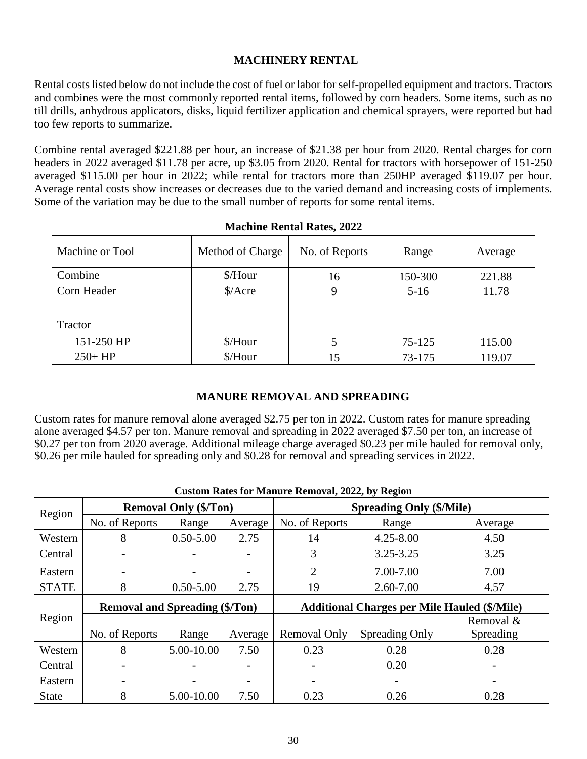## MACHINERY RENTAL

Rental costs listed below do not include the cost of fuel or labor for self-propelled equipment and tractors. Tractors and combines were the most commonly reported rental items, followed by corn headers. Some items, such as no till drills, anhydrous applicators, disks, liquid fertilizer application and chemical sprayers, were reported but had too few reports to summarize.

Combine rental averaged $221.88 per hour, an increase of $21.38 per hour from 2020. Rental charges for corn headers in 2022 averaged $11.78 per acre, up $3.05 from 2020. Rental for tractors with horsepower of 151-250 averaged $115.00 per hour in 2022; while rental for tractors more than 250HP averaged $119.07 per hour. Average rental costs show increases or decreases due to the varied demand and increasing costs of implements. Some of the variation may be due to the small number of reports for some rental items.

**Machine Rental Rates, 2022**

| Machine or Tool | Method of Charge | No. of Reports | Range | Average |
|---|---|---|---|---|
| Combine | $/Hour | 16 | 150-300 | 221.88 |
| Corn Header | $/Acre | 9 | 5-16 | 11.78 |
| Tractor | | | | |
| 151-250 HP | $/Hour | 5 | 75-125 | 115.00 |
| 250+ HP | $/Hour | 15 | 73-175 | 119.07 |

## MANURE REMOVAL AND SPREADING

Custom rates for manure removal alone averaged $2.75 per ton in 2022. Custom rates for manure spreading alone averaged $4.57 per ton. Manure removal and spreading in 2022 averaged $7.50 per ton, an increase of $0.27 per ton from 2020 average. Additional mileage charge averaged $0.23 per mile hauled for removal only, $0.26 per mile hauled for spreading only and $0.28 for removal and spreading services in 2022.

**Custom Rates for Manure Removal, 2022, by Region**

| Region | Removal Only ($/Ton) | | | Spreading Only ($/Mile) | | |
|---|---|---|---|---|---|---|
| | No. of Reports | Range | Average | No. of Reports | Range | Average |
| Western | 8 | 0.50-5.00 | 2.75 | 14 | 4.25-8.00 | 4.50 |
| Central | - | - | - | 3 | 3.25-3.25 | 3.25 |
| Eastern | - | - | - | 2 | 7.00-7.00 | 7.00 |
| STATE | 8 | 0.50-5.00 | 2.75 | 19 | 2.60-7.00 | 4.57 |
| **Region** | **Removal and Spreading ($/Ton)** | | | **Additional Charges per Mile Hauled ($/Mile)** | | |
| | No. of Reports | Range | Average | Removal Only | Spreading Only | Removal & Spreading |
| Western | 8 | 5.00-10.00 | 7.50 | 0.23 | 0.28 | 0.28 |
| Central | - | - | - | - | 0.20 | - |
| Eastern | - | - | - | - | - | - |
| State | 8 | 5.00-10.00 | 7.50 | 0.23 | 0.26 | 0.28 |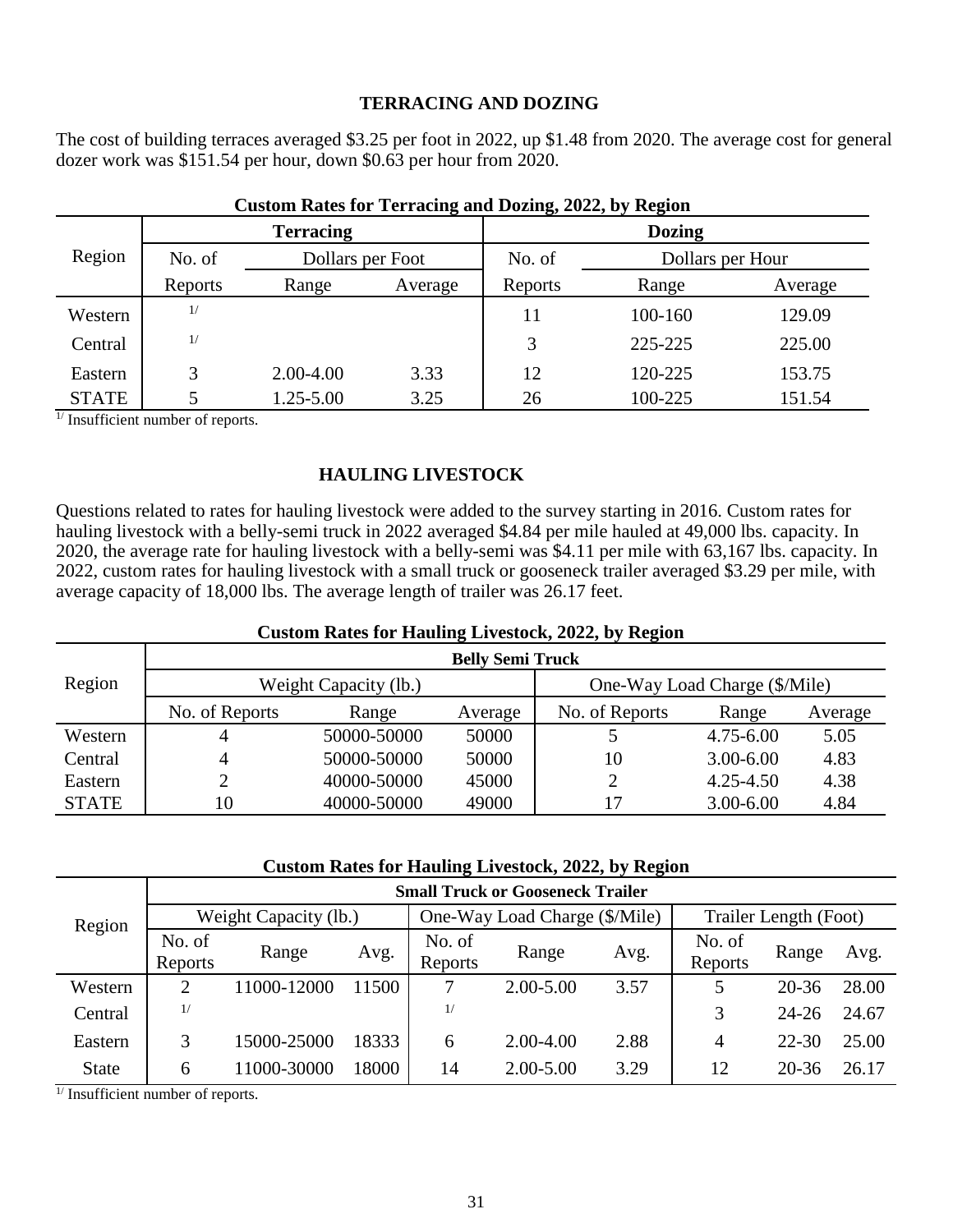## TERRACING AND DOZING

The cost of building terraces averaged $3.25 per foot in 2022, up $1.48 from 2020. The average cost for general dozer work was $151.54 per hour, down $0.63 per hour from 2020.

**Custom Rates for Terracing and Dozing, 2022, by Region**

| Region | Terracing | | | Dozing | | |
|---|---|---|---|---|---|---|
| | No. of | Dollars per Foot | | No. of | Dollars per Hour | |
| | Reports | Range | Average | Reports | Range | Average |
| Western | [1/] | | | 11 | 100-160 | 129.09 |
| Central | [1/] | | | 3 | 225-225 | 225.00 |
| Eastern | 3 | 2.00-4.00 | 3.33 | 12 | 120-225 | 153.75 |
| STATE | 5 | 1.25-5.00 | 3.25 | 26 | 100-225 | 151.54 |

[1/] Insufficient number of reports.

## HAULING LIVESTOCK

Questions related to rates for hauling livestock were added to the survey starting in 2016. Custom rates for hauling livestock with a belly-semi truck in 2022 averaged $4.84 per mile hauled at 49,000 lbs. capacity. In 2020, the average rate for hauling livestock with a belly-semi was $4.11 per mile with 63,167 lbs. capacity. In 2022, custom rates for hauling livestock with a small truck or gooseneck trailer averaged $3.29 per mile, with average capacity of 18,000 lbs. The average length of trailer was 26.17 feet.

**Custom Rates for Hauling Livestock, 2022, by Region**

| Region | Belly Semi Truck | | | | | |
|---|---|---|---|---|---|---|
| | Weight Capacity (lb.) | | | One-Way Load Charge ($/Mile) | | |
| | No. of Reports | Range | Average | No. of Reports | Range | Average |
| Western | 4 | 50000-50000 | 50000 | 5 | 4.75-6.00 | 5.05 |
| Central | 4 | 50000-50000 | 50000 | 10 | 3.00-6.00 | 4.83 |
| Eastern | 2 | 40000-50000 | 45000 | 2 | 4.25-4.50 | 4.38 |
| STATE | 10 | 40000-50000 | 49000 | 17 | 3.00-6.00 | 4.84 |

**Custom Rates for Hauling Livestock, 2022, by Region**

| Region | Small Truck or Gooseneck Trailer | | | | | | | | |
|---|---|---|---|---|---|---|---|---|---|
| | Weight Capacity (lb.) | | | One-Way Load Charge ($/Mile) | | | Trailer Length (Foot) | | |
| | No. of Reports | Range | Avg. | No. of Reports | Range | Avg. | No. of Reports | Range | Avg. |
| Western | 2 | 11000-12000 | 11500 | 7 | 2.00-5.00 | 3.57 | 5 | 20-36 | 28.00 |
| Central | [1/] | | | [1/] | | | 3 | 24-26 | 24.67 |
| Eastern | 3 | 15000-25000 | 18333 | 6 | 2.00-4.00 | 2.88 | 4 | 22-30 | 25.00 |
| State | 6 | 11000-30000 | 18000 | 14 | 2.00-5.00 | 3.29 | 12 | 20-36 | 26.17 |

[1/] Insufficient number of reports.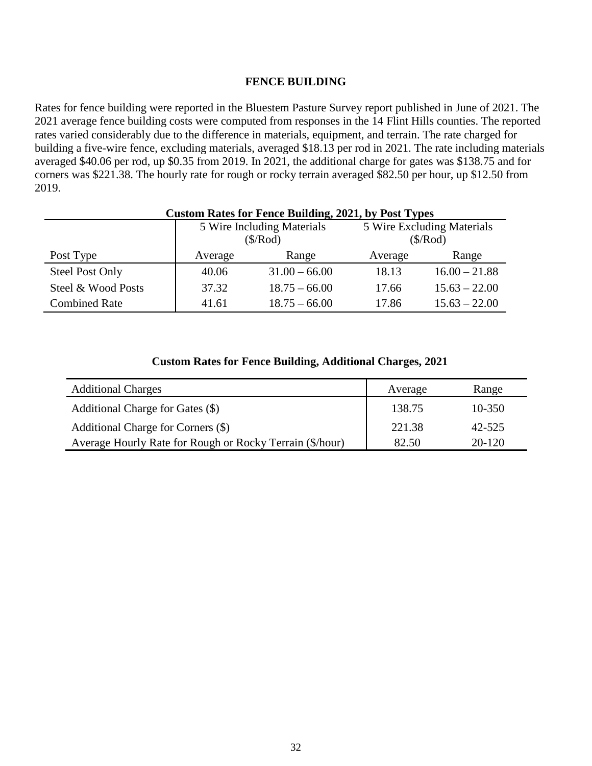## FENCE BUILDING

Rates for fence building were reported in the Bluestem Pasture Survey report published in June of 2021. The 2021 average fence building costs were computed from responses in the 14 Flint Hills counties. The reported rates varied considerably due to the difference in materials, equipment, and terrain. The rate charged for building a five-wire fence, excluding materials, averaged $18.13 per rod in 2021. The rate including materials averaged $40.06 per rod, up $0.35 from 2019. In 2021, the additional charge for gates was $138.75 and for corners was $221.38. The hourly rate for rough or rocky terrain averaged $82.50 per hour, up $12.50 from 2019.

**Custom Rates for Fence Building, 2021, by Post Types**

| | 5 Wire Including Materials ($/Rod) | | 5 Wire Excluding Materials ($/Rod) | |
|---|---|---|---|---|
| Post Type | Average | Range | Average | Range |
| Steel Post Only | 40.06 | 31.00 – 66.00 | 18.13 | 16.00 – 21.88 |
| Steel & Wood Posts | 37.32 | 18.75 – 66.00 | 17.66 | 15.63 – 22.00 |
| Combined Rate | 41.61 | 18.75 – 66.00 | 17.86 | 15.63 – 22.00 |

**Custom Rates for Fence Building, Additional Charges, 2021**

| Additional Charges | Average | Range |
|---|---|---|
| Additional Charge for Gates ($) | 138.75 | 10-350 |
| Additional Charge for Corners ($) | 221.38 | 42-525 |
| Average Hourly Rate for Rough or Rocky Terrain ($/hour) | 82.50 | 20-120 |